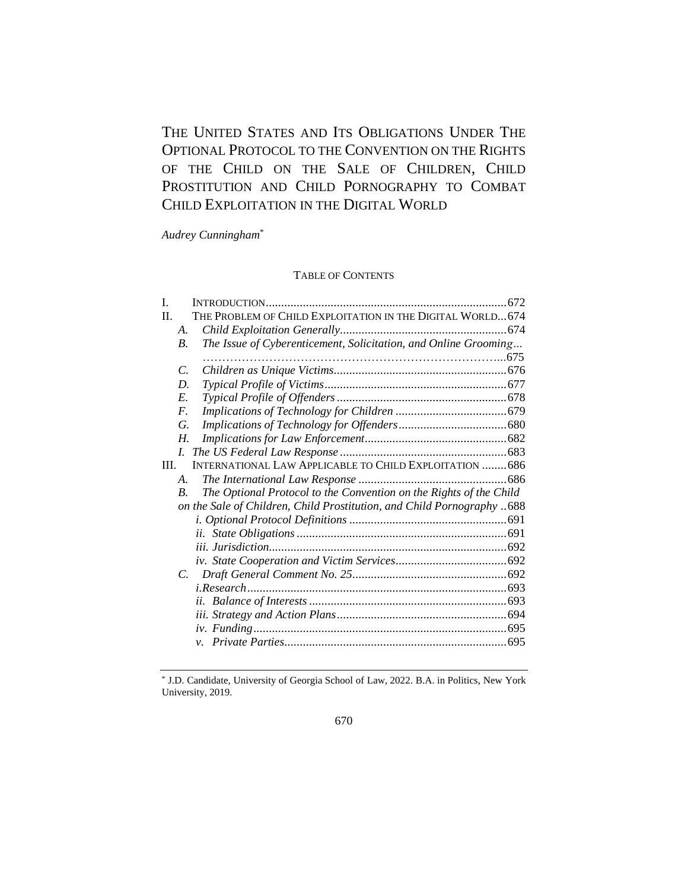# THE UNITED STATES AND ITS OBLIGATIONS UNDER THE OPTIONAL PROTOCOL TO THE CONVENTION ON THE RIGHTS OF THE CHILD ON THE SALE OF CHILDREN, CHILD PROSTITUTION AND CHILD PORNOGRAPHY TO COMBAT CHILD EXPLOITATION IN THE DIGITAL WORLD

*Audrey Cunningham*[*]

TABLE OF CONTENTS

I. INTRODUCTION ... 672
II. THE PROBLEM OF CHILD EXPLOITATION IN THE DIGITAL WORLD ... 674
 A. *Child Exploitation Generally* ... 674
 B. *The Issue of Cyberenticement, Solicitation, and Online Grooming* ... 675
 C. *Children as Unique Victims* ... 676
 D. *Typical Profile of Victims* ... 677
 E. *Typical Profile of Offenders* ... 678
 F. *Implications of Technology for Children* ... 679
 G. *Implications of Technology for Offenders* ... 680
 H. *Implications for Law Enforcement* ... 682
 I. *The US Federal Law Response* ... 683
III. INTERNATIONAL LAW APPLICABLE TO CHILD EXPLOITATION ... 686
 A. *The International Law Response* ... 686
 B. *The Optional Protocol to the Convention on the Rights of the Child on the Sale of Children, Child Prostitution, and Child Pornography* ... 688
  *i. Optional Protocol Definitions* ... 691
  *ii. State Obligations* ... 691
  *iii. Jurisdiction* ... 692
  *iv. State Cooperation and Victim Services* ... 692
 C. *Draft General Comment No. 25* ... 692
  *i. Research* ... 693
  *ii. Balance of Interests* ... 693
  *iii. Strategy and Action Plans* ... 694
  *iv. Funding* ... 695
  *v. Private Parties* ... 695

---

[*] J.D. Candidate, University of Georgia School of Law, 2022. B.A. in Politics, New York University, 2019.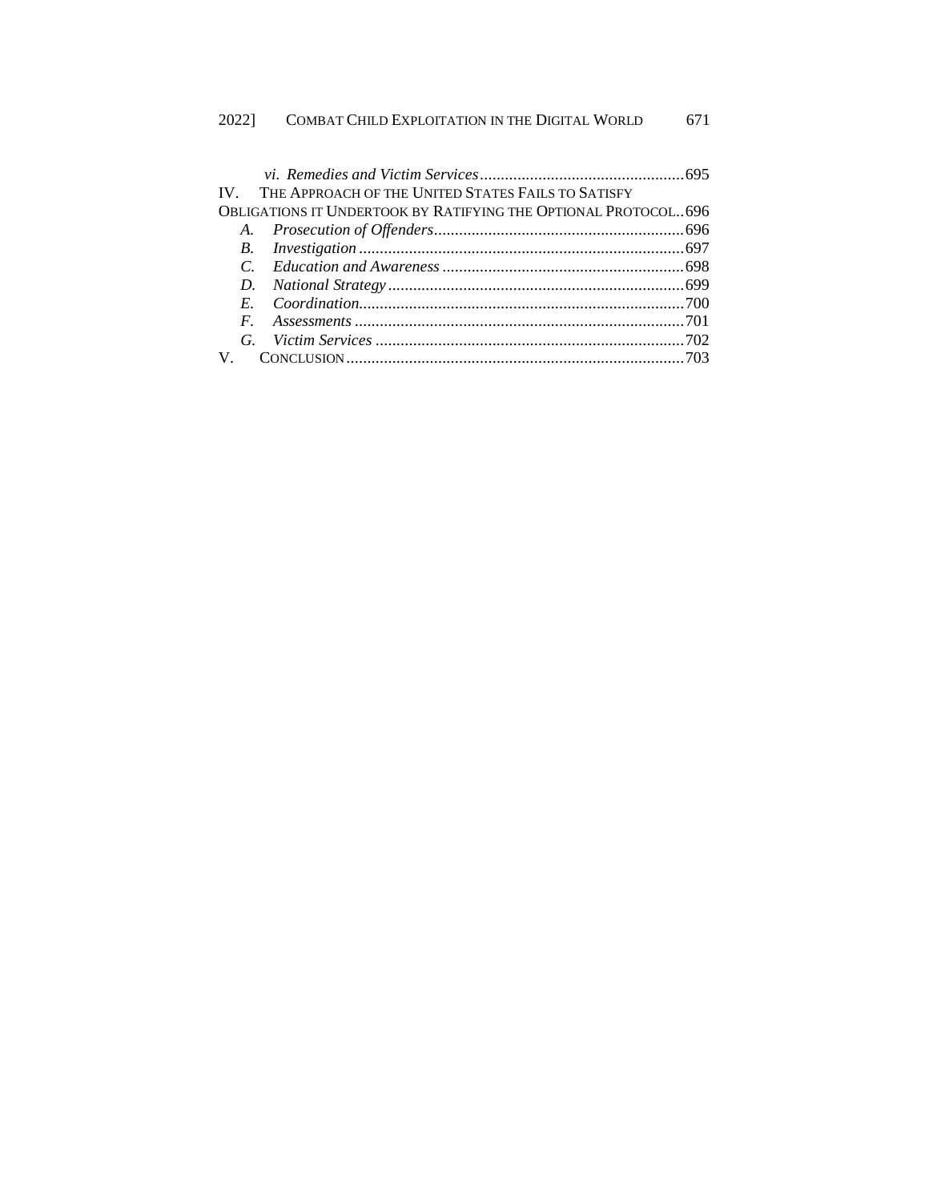*vi. Remedies and Victim Services* ................................................ 695

IV. THE APPROACH OF THE UNITED STATES FAILS TO SATISFY OBLIGATIONS IT UNDERTOOK BY RATIFYING THE OPTIONAL PROTOCOL .. 696

*A. Prosecution of Offenders* ............................................................ 696

*B. Investigation* ................................................................................ 697

*C. Education and Awareness* ........................................................... 698

*D. National Strategy* ......................................................................... 699

*E. Coordination* ................................................................................. 700

*F. Assessments* ................................................................................. 701

*G. Victim Services* ............................................................................ 702

V. CONCLUSION ........................................................................................ 703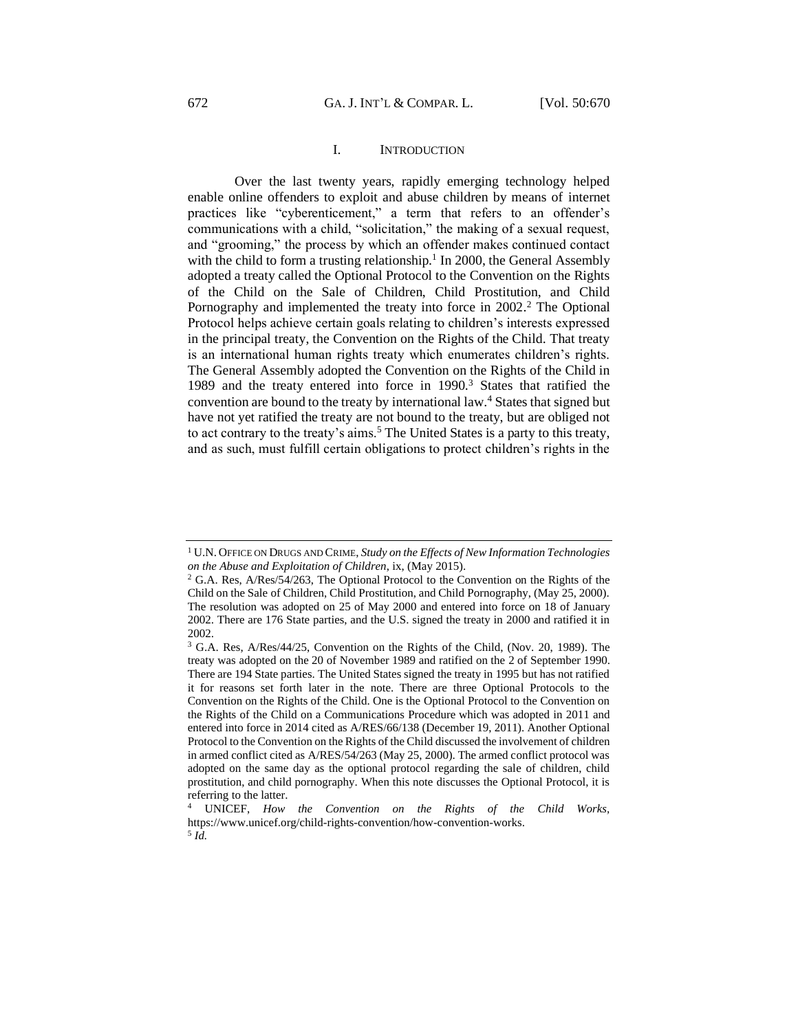## I. INTRODUCTION

Over the last twenty years, rapidly emerging technology helped enable online offenders to exploit and abuse children by means of internet practices like "cyberenticement," a term that refers to an offender's communications with a child, "solicitation," the making of a sexual request, and "grooming," the process by which an offender makes continued contact with the child to form a trusting relationship.[1] In 2000, the General Assembly adopted a treaty called the Optional Protocol to the Convention on the Rights of the Child on the Sale of Children, Child Prostitution, and Child Pornography and implemented the treaty into force in 2002.[2] The Optional Protocol helps achieve certain goals relating to children's interests expressed in the principal treaty, the Convention on the Rights of the Child. That treaty is an international human rights treaty which enumerates children's rights. The General Assembly adopted the Convention on the Rights of the Child in 1989 and the treaty entered into force in 1990.[3] States that ratified the convention are bound to the treaty by international law.[4] States that signed but have not yet ratified the treaty are not bound to the treaty, but are obliged not to act contrary to the treaty's aims.[5] The United States is a party to this treaty, and as such, must fulfill certain obligations to protect children's rights in the

---

[1] U.N. OFFICE ON DRUGS AND CRIME, *Study on the Effects of New Information Technologies on the Abuse and Exploitation of Children*, ix, (May 2015).

[2] G.A. Res, A/Res/54/263, The Optional Protocol to the Convention on the Rights of the Child on the Sale of Children, Child Prostitution, and Child Pornography, (May 25, 2000). The resolution was adopted on 25 of May 2000 and entered into force on 18 of January 2002. There are 176 State parties, and the U.S. signed the treaty in 2000 and ratified it in 2002.

[3] G.A. Res, A/Res/44/25, Convention on the Rights of the Child, (Nov. 20, 1989). The treaty was adopted on the 20 of November 1989 and ratified on the 2 of September 1990. There are 194 State parties. The United States signed the treaty in 1995 but has not ratified it for reasons set forth later in the note. There are three Optional Protocols to the Convention on the Rights of the Child. One is the Optional Protocol to the Convention on the Rights of the Child on a Communications Procedure which was adopted in 2011 and entered into force in 2014 cited as A/RES/66/138 (December 19, 2011). Another Optional Protocol to the Convention on the Rights of the Child discussed the involvement of children in armed conflict cited as A/RES/54/263 (May 25, 2000). The armed conflict protocol was adopted on the same day as the optional protocol regarding the sale of children, child prostitution, and child pornography. When this note discusses the Optional Protocol, it is referring to the latter.

[4] UNICEF, *How the Convention on the Rights of the Child Works*, https://www.unicef.org/child-rights-convention/how-convention-works.

[5] *Id.*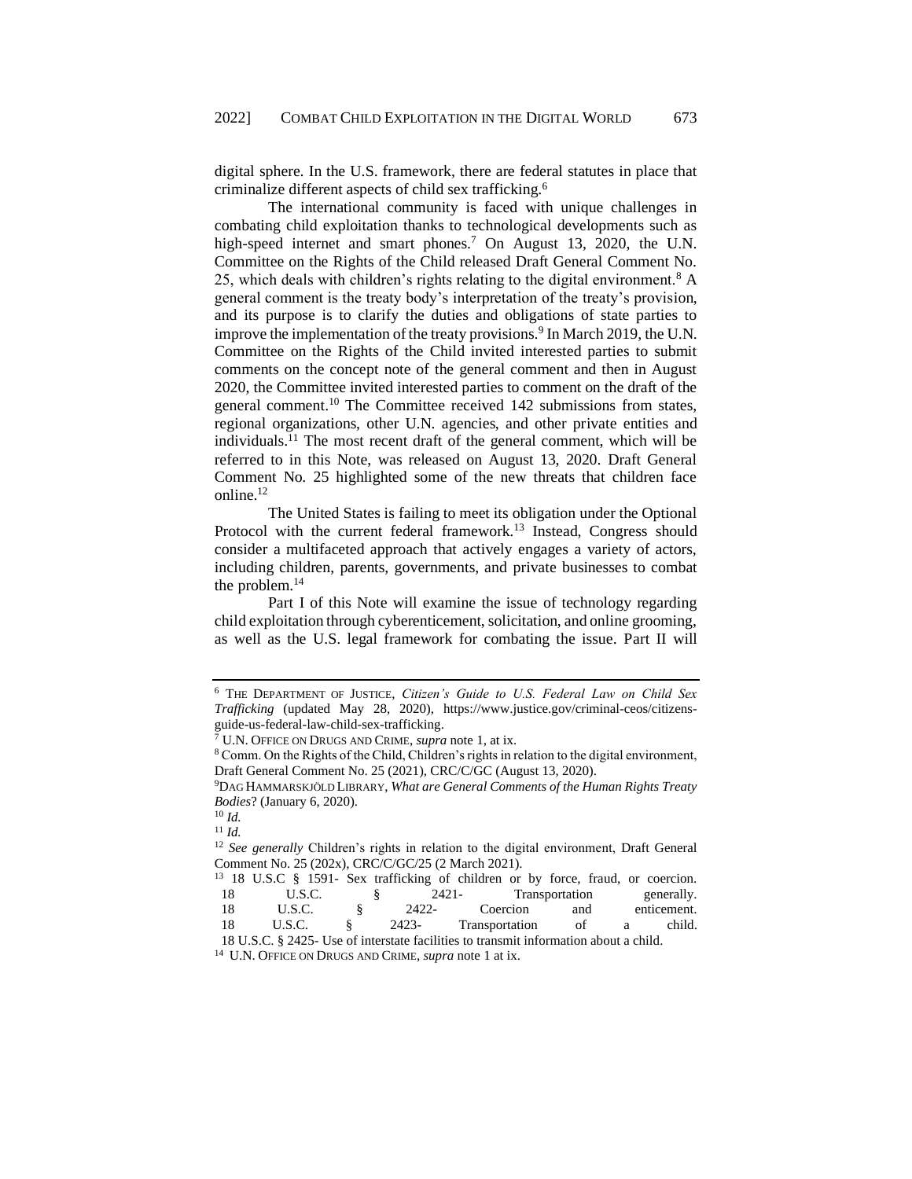digital sphere. In the U.S. framework, there are federal statutes in place that criminalize different aspects of child sex trafficking.[6]

The international community is faced with unique challenges in combating child exploitation thanks to technological developments such as high-speed internet and smart phones.[7] On August 13, 2020, the U.N. Committee on the Rights of the Child released Draft General Comment No. 25, which deals with children's rights relating to the digital environment.[8] A general comment is the treaty body's interpretation of the treaty's provision, and its purpose is to clarify the duties and obligations of state parties to improve the implementation of the treaty provisions.[9] In March 2019, the U.N. Committee on the Rights of the Child invited interested parties to submit comments on the concept note of the general comment and then in August 2020, the Committee invited interested parties to comment on the draft of the general comment.[10] The Committee received 142 submissions from states, regional organizations, other U.N. agencies, and other private entities and individuals.[11] The most recent draft of the general comment, which will be referred to in this Note, was released on August 13, 2020. Draft General Comment No. 25 highlighted some of the new threats that children face online.[12]

The United States is failing to meet its obligation under the Optional Protocol with the current federal framework.[13] Instead, Congress should consider a multifaceted approach that actively engages a variety of actors, including children, parents, governments, and private businesses to combat the problem.[14]

Part I of this Note will examine the issue of technology regarding child exploitation through cyberenticement, solicitation, and online grooming, as well as the U.S. legal framework for combating the issue. Part II will

---

[6] THE DEPARTMENT OF JUSTICE, *Citizen's Guide to U.S. Federal Law on Child Sex Trafficking* (updated May 28, 2020), https://www.justice.gov/criminal-ceos/citizens-guide-us-federal-law-child-sex-trafficking.

[7] U.N. OFFICE ON DRUGS AND CRIME, *supra* note 1, at ix.

[8] Comm. On the Rights of the Child, Children's rights in relation to the digital environment, Draft General Comment No. 25 (2021), CRC/C/GC (August 13, 2020).

[9] DAG HAMMARSKJÖLD LIBRARY, *What are General Comments of the Human Rights Treaty Bodies*? (January 6, 2020).

[10] *Id.*

[11] *Id.*

[12] *See generally* Children's rights in relation to the digital environment, Draft General Comment No. 25 (202x), CRC/C/GC/25 (2 March 2021).

[13] 18 U.S.C § 1591- Sex trafficking of children or by force, fraud, or coercion.
18 U.S.C. § 2421- Transportation generally.
18 U.S.C. § 2422- Coercion and enticement.
18 U.S.C. § 2423- Transportation of a child.
18 U.S.C. § 2425- Use of interstate facilities to transmit information about a child.

[14] U.N. OFFICE ON DRUGS AND CRIME, *supra* note 1 at ix.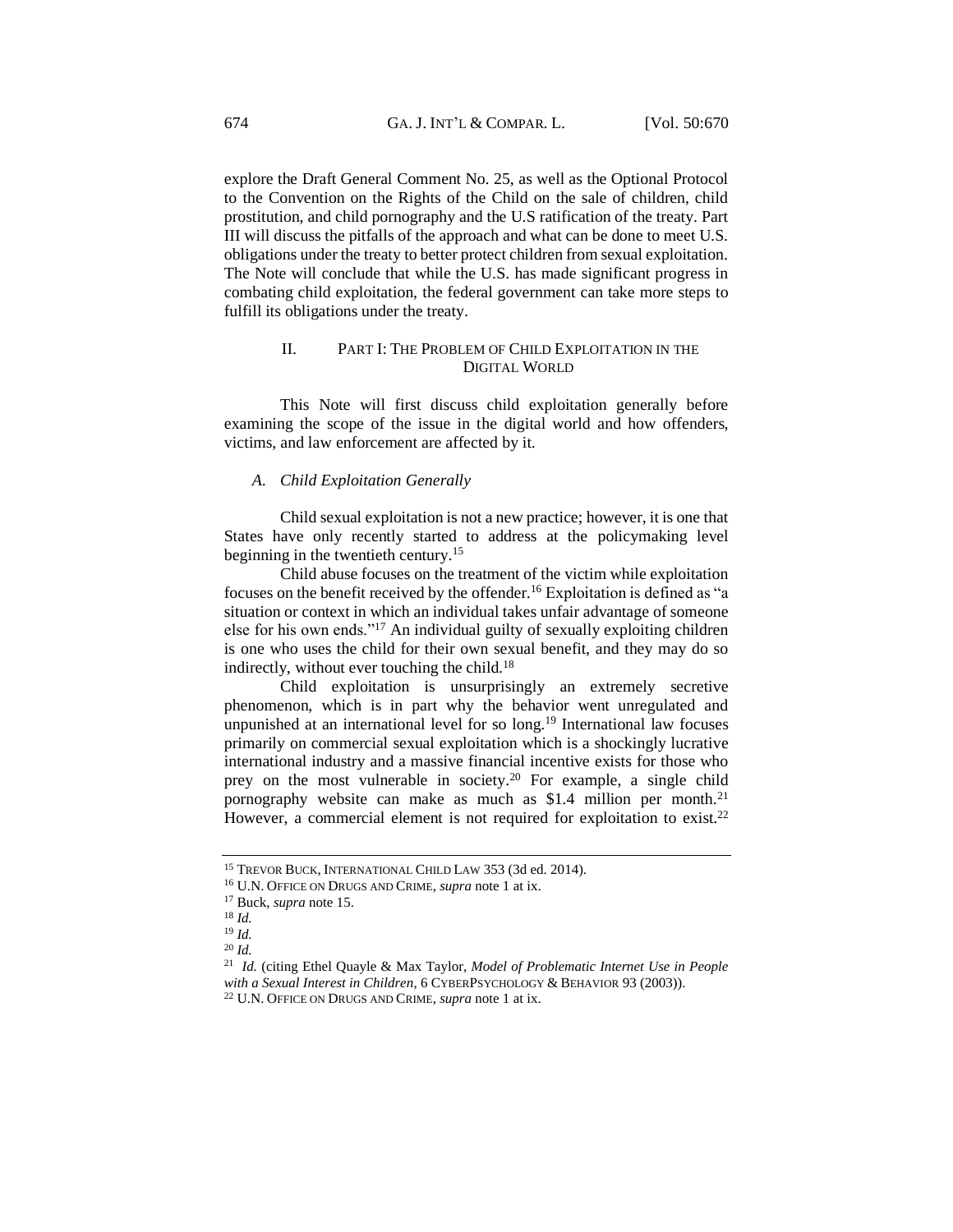explore the Draft General Comment No. 25, as well as the Optional Protocol to the Convention on the Rights of the Child on the sale of children, child prostitution, and child pornography and the U.S ratification of the treaty. Part III will discuss the pitfalls of the approach and what can be done to meet U.S. obligations under the treaty to better protect children from sexual exploitation. The Note will conclude that while the U.S. has made significant progress in combating child exploitation, the federal government can take more steps to fulfill its obligations under the treaty.

## II. PART I: THE PROBLEM OF CHILD EXPLOITATION IN THE DIGITAL WORLD

This Note will first discuss child exploitation generally before examining the scope of the issue in the digital world and how offenders, victims, and law enforcement are affected by it.

### *A. Child Exploitation Generally*

Child sexual exploitation is not a new practice; however, it is one that States have only recently started to address at the policymaking level beginning in the twentieth century.[15]

Child abuse focuses on the treatment of the victim while exploitation focuses on the benefit received by the offender.[16] Exploitation is defined as "a situation or context in which an individual takes unfair advantage of someone else for his own ends."[17] An individual guilty of sexually exploiting children is one who uses the child for their own sexual benefit, and they may do so indirectly, without ever touching the child.[18]

Child exploitation is unsurprisingly an extremely secretive phenomenon, which is in part why the behavior went unregulated and unpunished at an international level for so long.[19] International law focuses primarily on commercial sexual exploitation which is a shockingly lucrative international industry and a massive financial incentive exists for those who prey on the most vulnerable in society.[20] For example, a single child pornography website can make as much as $1.4 million per month.[21] However, a commercial element is not required for exploitation to exist.[22]

---

[15] TREVOR BUCK, INTERNATIONAL CHILD LAW 353 (3d ed. 2014).

[16] U.N. OFFICE ON DRUGS AND CRIME, *supra* note 1 at ix.

[17] Buck, *supra* note 15.

[18] *Id.*

[19] *Id.*

[20] *Id.*

[21] *Id.* (citing Ethel Quayle & Max Taylor, *Model of Problematic Internet Use in People with a Sexual Interest in Children*, 6 CYBERPSYCHOLOGY & BEHAVIOR 93 (2003)).

[22] U.N. OFFICE ON DRUGS AND CRIME, *supra* note 1 at ix.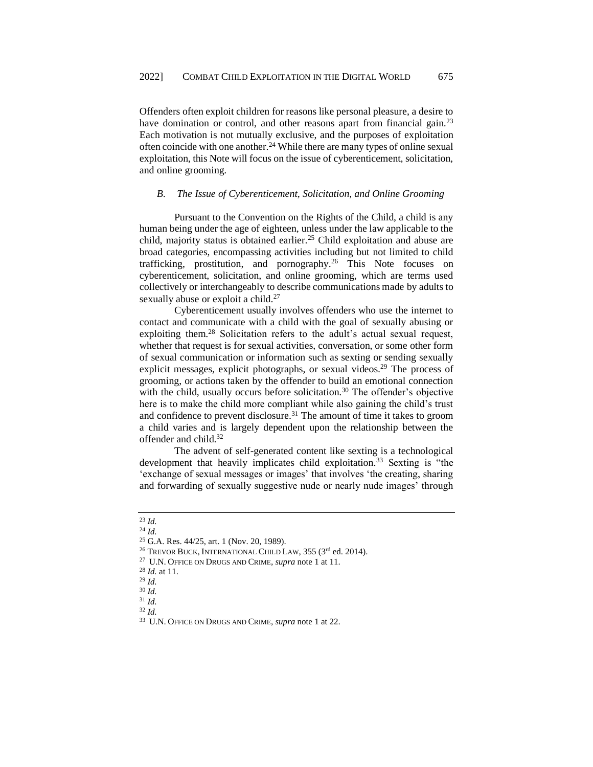Offenders often exploit children for reasons like personal pleasure, a desire to have domination or control, and other reasons apart from financial gain.[23] Each motivation is not mutually exclusive, and the purposes of exploitation often coincide with one another.[24] While there are many types of online sexual exploitation, this Note will focus on the issue of cyberenticement, solicitation, and online grooming.

### *B. The Issue of Cyberenticement, Solicitation, and Online Grooming*

Pursuant to the Convention on the Rights of the Child, a child is any human being under the age of eighteen, unless under the law applicable to the child, majority status is obtained earlier.[25] Child exploitation and abuse are broad categories, encompassing activities including but not limited to child trafficking, prostitution, and pornography.[26] This Note focuses on cyberenticement, solicitation, and online grooming, which are terms used collectively or interchangeably to describe communications made by adults to sexually abuse or exploit a child.[27]

Cyberenticement usually involves offenders who use the internet to contact and communicate with a child with the goal of sexually abusing or exploiting them.[28] Solicitation refers to the adult's actual sexual request, whether that request is for sexual activities, conversation, or some other form of sexual communication or information such as sexting or sending sexually explicit messages, explicit photographs, or sexual videos.[29] The process of grooming, or actions taken by the offender to build an emotional connection with the child, usually occurs before solicitation.[30] The offender's objective here is to make the child more compliant while also gaining the child's trust and confidence to prevent disclosure.[31] The amount of time it takes to groom a child varies and is largely dependent upon the relationship between the offender and child.[32]

The advent of self-generated content like sexting is a technological development that heavily implicates child exploitation.[33] Sexting is "the 'exchange of sexual messages or images' that involves 'the creating, sharing and forwarding of sexually suggestive nude or nearly nude images' through

---

[23] *Id.*

[24] *Id.*

[25] G.A. Res. 44/25, art. 1 (Nov. 20, 1989).

[26] TREVOR BUCK, INTERNATIONAL CHILD LAW, 355 (3rd ed. 2014).

[27] U.N. OFFICE ON DRUGS AND CRIME, *supra* note 1 at 11.

[28] *Id.* at 11.

[29] *Id.*

[30] *Id.*

[31] *Id.*

[32] *Id.*

[33] U.N. OFFICE ON DRUGS AND CRIME, *supra* note 1 at 22.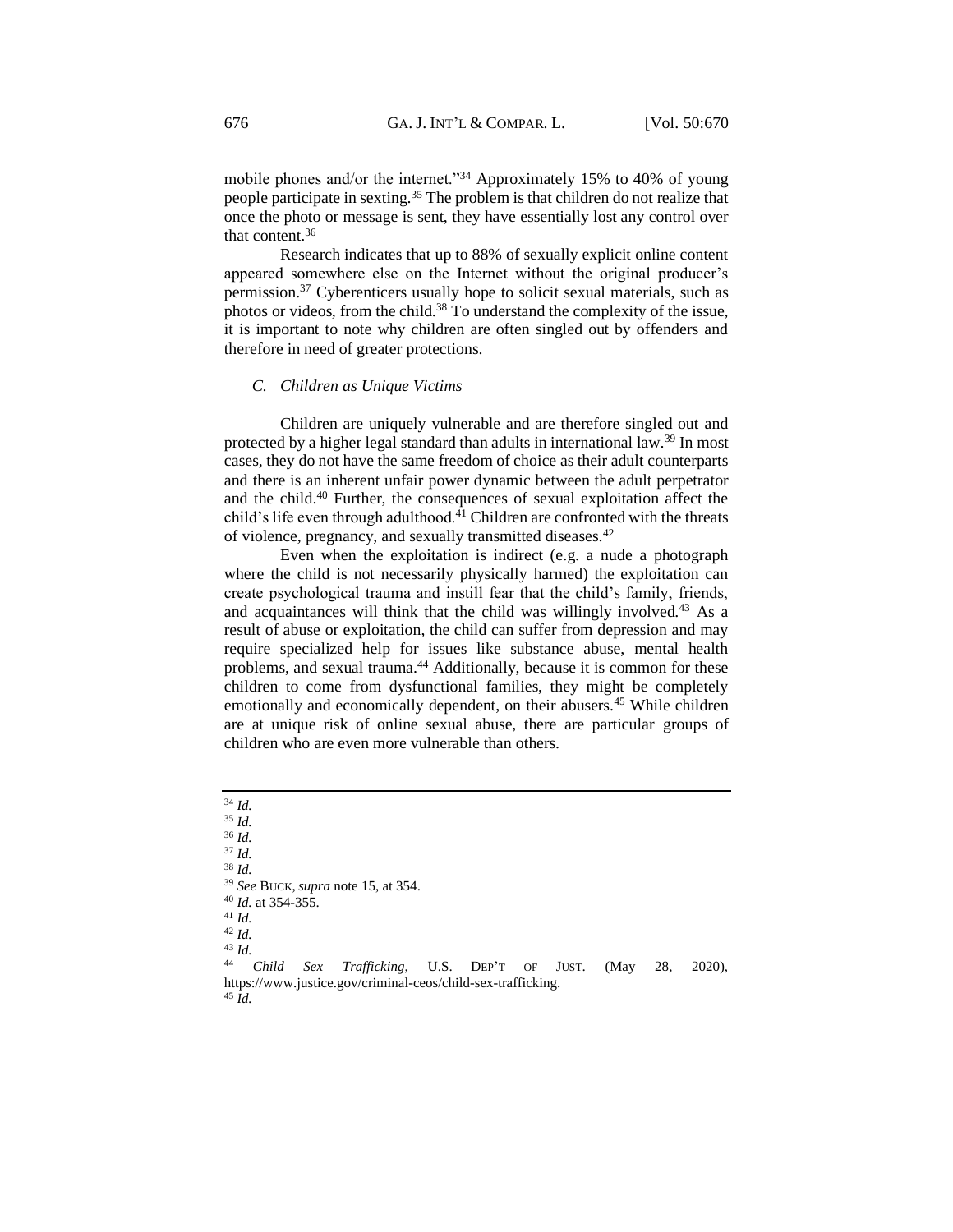mobile phones and/or the internet."[34] Approximately 15% to 40% of young people participate in sexting.[35] The problem is that children do not realize that once the photo or message is sent, they have essentially lost any control over that content.[36]

Research indicates that up to 88% of sexually explicit online content appeared somewhere else on the Internet without the original producer's permission.[37] Cyberenticers usually hope to solicit sexual materials, such as photos or videos, from the child.[38] To understand the complexity of the issue, it is important to note why children are often singled out by offenders and therefore in need of greater protections.

### *C. Children as Unique Victims*

Children are uniquely vulnerable and are therefore singled out and protected by a higher legal standard than adults in international law.[39] In most cases, they do not have the same freedom of choice as their adult counterparts and there is an inherent unfair power dynamic between the adult perpetrator and the child.[40] Further, the consequences of sexual exploitation affect the child's life even through adulthood.[41] Children are confronted with the threats of violence, pregnancy, and sexually transmitted diseases.[42]

Even when the exploitation is indirect (e.g. a nude a photograph where the child is not necessarily physically harmed) the exploitation can create psychological trauma and instill fear that the child's family, friends, and acquaintances will think that the child was willingly involved.[43] As a result of abuse or exploitation, the child can suffer from depression and may require specialized help for issues like substance abuse, mental health problems, and sexual trauma.[44] Additionally, because it is common for these children to come from dysfunctional families, they might be completely emotionally and economically dependent, on their abusers.[45] While children are at unique risk of online sexual abuse, there are particular groups of children who are even more vulnerable than others.

---

[34] *Id.*
[35] *Id.*
[36] *Id.*
[37] *Id.*
[38] *Id.*
[39] *See* BUCK, *supra* note 15, at 354.
[40] *Id.* at 354-355.
[41] *Id.*
[42] *Id.*
[43] *Id.*
[44] *Child Sex Trafficking*, U.S. DEP'T OF JUST. (May 28, 2020), https://www.justice.gov/criminal-ceos/child-sex-trafficking.
[45] *Id.*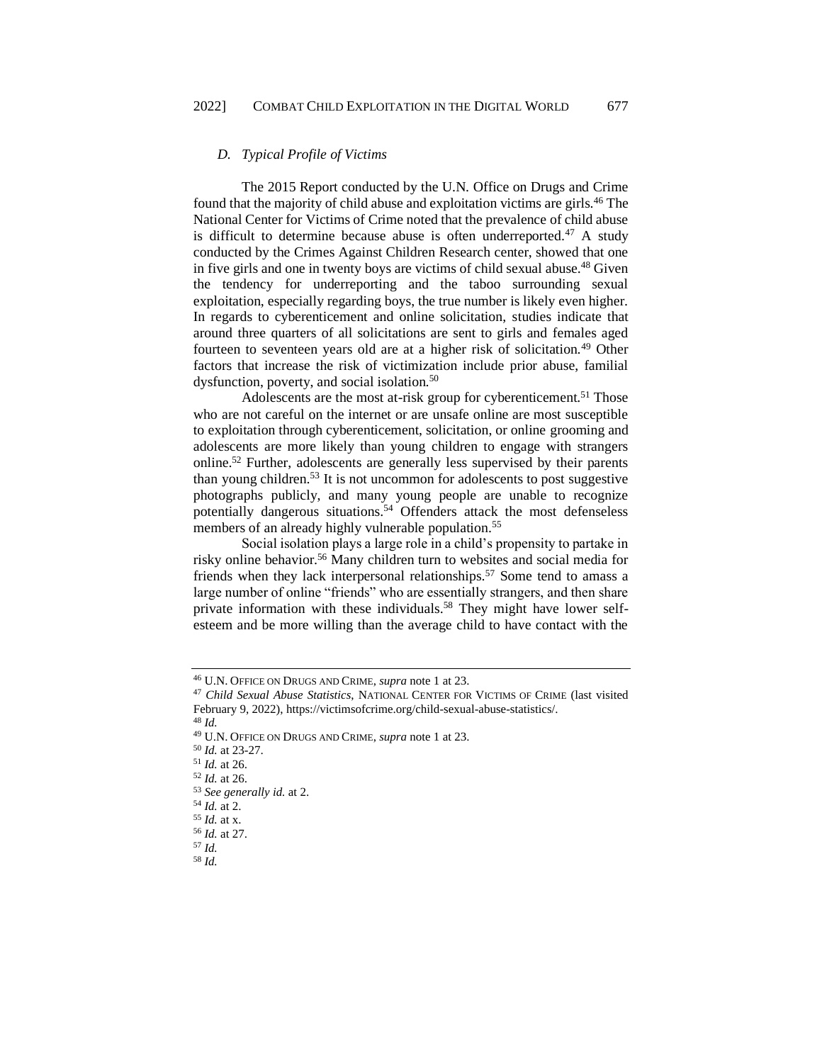### D. *Typical Profile of Victims*

The 2015 Report conducted by the U.N. Office on Drugs and Crime found that the majority of child abuse and exploitation victims are girls.[46] The National Center for Victims of Crime noted that the prevalence of child abuse is difficult to determine because abuse is often underreported.[47] A study conducted by the Crimes Against Children Research center, showed that one in five girls and one in twenty boys are victims of child sexual abuse.[48] Given the tendency for underreporting and the taboo surrounding sexual exploitation, especially regarding boys, the true number is likely even higher. In regards to cyberenticement and online solicitation, studies indicate that around three quarters of all solicitations are sent to girls and females aged fourteen to seventeen years old are at a higher risk of solicitation.[49] Other factors that increase the risk of victimization include prior abuse, familial dysfunction, poverty, and social isolation.[50]

Adolescents are the most at-risk group for cyberenticement.[51] Those who are not careful on the internet or are unsafe online are most susceptible to exploitation through cyberenticement, solicitation, or online grooming and adolescents are more likely than young children to engage with strangers online.[52] Further, adolescents are generally less supervised by their parents than young children.[53] It is not uncommon for adolescents to post suggestive photographs publicly, and many young people are unable to recognize potentially dangerous situations.[54] Offenders attack the most defenseless members of an already highly vulnerable population.[55]

Social isolation plays a large role in a child's propensity to partake in risky online behavior.[56] Many children turn to websites and social media for friends when they lack interpersonal relationships.[57] Some tend to amass a large number of online "friends" who are essentially strangers, and then share private information with these individuals.[58] They might have lower self-esteem and be more willing than the average child to have contact with the

---

[46] U.N. OFFICE ON DRUGS AND CRIME, *supra* note 1 at 23.

[47] *Child Sexual Abuse Statistics*, NATIONAL CENTER FOR VICTIMS OF CRIME (last visited February 9, 2022), https://victimsofcrime.org/child-sexual-abuse-statistics/.

[48] *Id.*

[49] U.N. OFFICE ON DRUGS AND CRIME, *supra* note 1 at 23.

[50] *Id.* at 23-27.

[51] *Id.* at 26.

[52] *Id.* at 26.

[53] *See generally id.* at 2.

[54] *Id.* at 2.

[55] *Id.* at x.

[56] *Id.* at 27.

[57] *Id.*

[58] *Id.*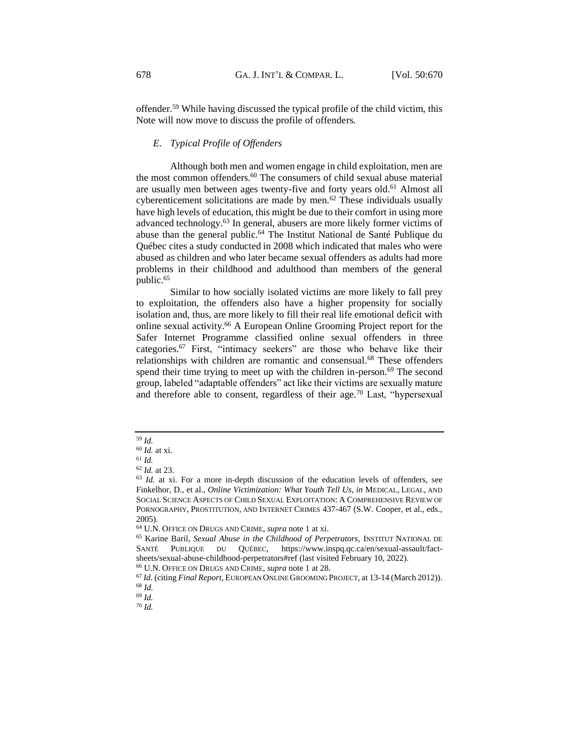offender.[59] While having discussed the typical profile of the child victim, this Note will now move to discuss the profile of offenders.

### *E. Typical Profile of Offenders*

Although both men and women engage in child exploitation, men are the most common offenders.[60] The consumers of child sexual abuse material are usually men between ages twenty-five and forty years old.[61] Almost all cyberenticement solicitations are made by men.[62] These individuals usually have high levels of education, this might be due to their comfort in using more advanced technology.[63] In general, abusers are more likely former victims of abuse than the general public.[64] The Institut National de Santé Publique du Québec cites a study conducted in 2008 which indicated that males who were abused as children and who later became sexual offenders as adults had more problems in their childhood and adulthood than members of the general public.[65]

Similar to how socially isolated victims are more likely to fall prey to exploitation, the offenders also have a higher propensity for socially isolation and, thus, are more likely to fill their real life emotional deficit with online sexual activity.[66] A European Online Grooming Project report for the Safer Internet Programme classified online sexual offenders in three categories.[67] First, "intimacy seekers" are those who behave like their relationships with children are romantic and consensual.[68] These offenders spend their time trying to meet up with the children in-person.[69] The second group, labeled "adaptable offenders" act like their victims are sexually mature and therefore able to consent, regardless of their age.[70] Last, "hypersexual

---

[59] *Id.*

[60] *Id.* at xi.

[61] *Id.*

[62] *Id.* at 23.

[63] *Id.* at xi. For a more in-depth discussion of the education levels of offenders, see Finkelhor, D., et al., *Online Victimization: What Youth Tell Us, in* MEDICAL, LEGAL, AND SOCIAL SCIENCE ASPECTS OF CHILD SEXUAL EXPLOITATION: A COMPREHENSIVE REVIEW OF PORNOGRAPHY, PROSTITUTION, AND INTERNET CRIMES 437-467 (S.W. Cooper, et al., eds., 2005).

[64] U.N. OFFICE ON DRUGS AND CRIME, *supra* note 1 at xi.

[65] Karine Baril, *Sexual Abuse in the Childhood of Perpetrators,* INSTITUT NATIONAL DE SANTÉ PUBLIQUE DU QUÉBEC, https://www.inspq.qc.ca/en/sexual-assault/fact-sheets/sexual-abuse-childhood-perpetrators#ref (last visited February 10, 2022).

[66] U.N. OFFICE ON DRUGS AND CRIME, *supra* note 1 at 28.

[67] *Id.* (citing *Final Report*, EUROPEAN ONLINE GROOMING PROJECT, at 13-14 (March 2012)).

[68] *Id.*

[69] *Id.*

[70] *Id.*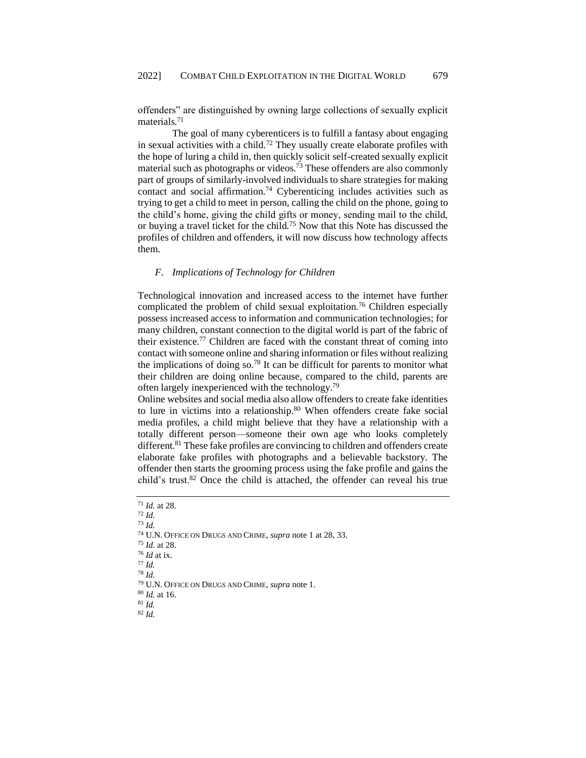offenders" are distinguished by owning large collections of sexually explicit materials.[71]

The goal of many cyberenticers is to fulfill a fantasy about engaging in sexual activities with a child.[72] They usually create elaborate profiles with the hope of luring a child in, then quickly solicit self-created sexually explicit material such as photographs or videos.[73] These offenders are also commonly part of groups of similarly-involved individuals to share strategies for making contact and social affirmation.[74] Cyberenticing includes activities such as trying to get a child to meet in person, calling the child on the phone, going to the child's home, giving the child gifts or money, sending mail to the child, or buying a travel ticket for the child.[75] Now that this Note has discussed the profiles of children and offenders, it will now discuss how technology affects them.

### *F. Implications of Technology for Children*

Technological innovation and increased access to the internet have further complicated the problem of child sexual exploitation.[76] Children especially possess increased access to information and communication technologies; for many children, constant connection to the digital world is part of the fabric of their existence.[77] Children are faced with the constant threat of coming into contact with someone online and sharing information or files without realizing the implications of doing so.[78] It can be difficult for parents to monitor what their children are doing online because, compared to the child, parents are often largely inexperienced with the technology.[79]

Online websites and social media also allow offenders to create fake identities to lure in victims into a relationship.[80] When offenders create fake social media profiles, a child might believe that they have a relationship with a totally different person—someone their own age who looks completely different.[81] These fake profiles are convincing to children and offenders create elaborate fake profiles with photographs and a believable backstory. The offender then starts the grooming process using the fake profile and gains the child's trust.[82] Once the child is attached, the offender can reveal his true

---

[71] *Id.* at 28.
[72] *Id.*
[73] *Id.*
[74] U.N. OFFICE ON DRUGS AND CRIME, *supra* note 1 at 28, 33.
[75] *Id.* at 28.
[76] *Id* at ix.
[77] *Id.*
[78] *Id.*
[79] U.N. OFFICE ON DRUGS AND CRIME, *supra* note 1.
[80] *Id.* at 16.
[81] *Id.*
[82] *Id.*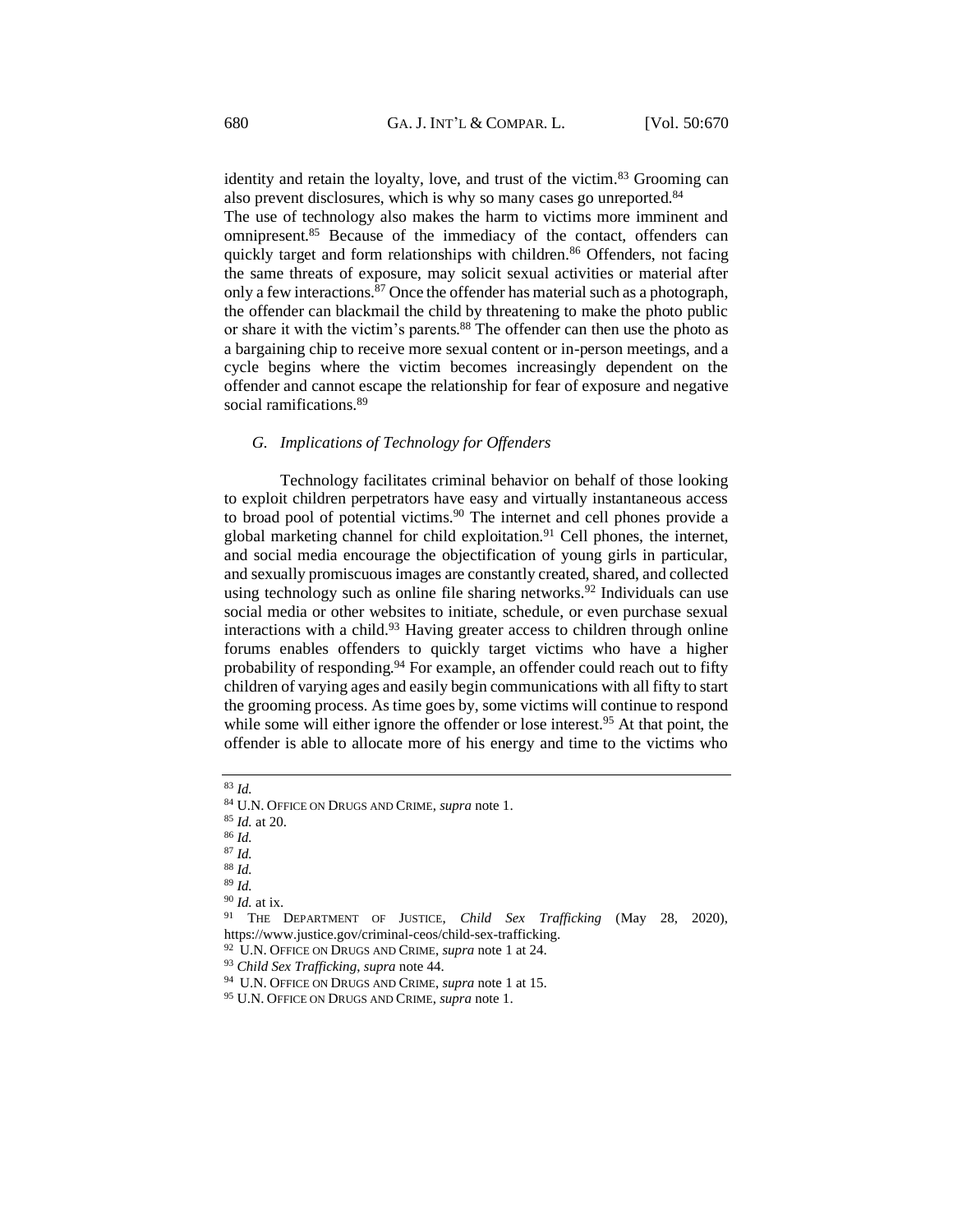identity and retain the loyalty, love, and trust of the victim.[83] Grooming can also prevent disclosures, which is why so many cases go unreported.[84]

The use of technology also makes the harm to victims more imminent and omnipresent.[85] Because of the immediacy of the contact, offenders can quickly target and form relationships with children.[86] Offenders, not facing the same threats of exposure, may solicit sexual activities or material after only a few interactions.[87] Once the offender has material such as a photograph, the offender can blackmail the child by threatening to make the photo public or share it with the victim's parents.[88] The offender can then use the photo as a bargaining chip to receive more sexual content or in-person meetings, and a cycle begins where the victim becomes increasingly dependent on the offender and cannot escape the relationship for fear of exposure and negative social ramifications.[89]

### *G. Implications of Technology for Offenders*

Technology facilitates criminal behavior on behalf of those looking to exploit children perpetrators have easy and virtually instantaneous access to broad pool of potential victims.[90] The internet and cell phones provide a global marketing channel for child exploitation.[91] Cell phones, the internet, and social media encourage the objectification of young girls in particular, and sexually promiscuous images are constantly created, shared, and collected using technology such as online file sharing networks.[92] Individuals can use social media or other websites to initiate, schedule, or even purchase sexual interactions with a child.[93] Having greater access to children through online forums enables offenders to quickly target victims who have a higher probability of responding.[94] For example, an offender could reach out to fifty children of varying ages and easily begin communications with all fifty to start the grooming process. As time goes by, some victims will continue to respond while some will either ignore the offender or lose interest.[95] At that point, the offender is able to allocate more of his energy and time to the victims who

---

[83] *Id.*

[84] U.N. OFFICE ON DRUGS AND CRIME, *supra* note 1.

[85] *Id.* at 20.

[86] *Id.*

[87] *Id.*

[88] *Id.*

[89] *Id.*

[90] *Id.* at ix.

[91] THE DEPARTMENT OF JUSTICE, *Child Sex Trafficking* (May 28, 2020), https://www.justice.gov/criminal-ceos/child-sex-trafficking.

[92] U.N. OFFICE ON DRUGS AND CRIME, *supra* note 1 at 24.

[93] *Child Sex Trafficking*, *supra* note 44.

[94] U.N. OFFICE ON DRUGS AND CRIME, *supra* note 1 at 15.

[95] U.N. OFFICE ON DRUGS AND CRIME, *supra* note 1.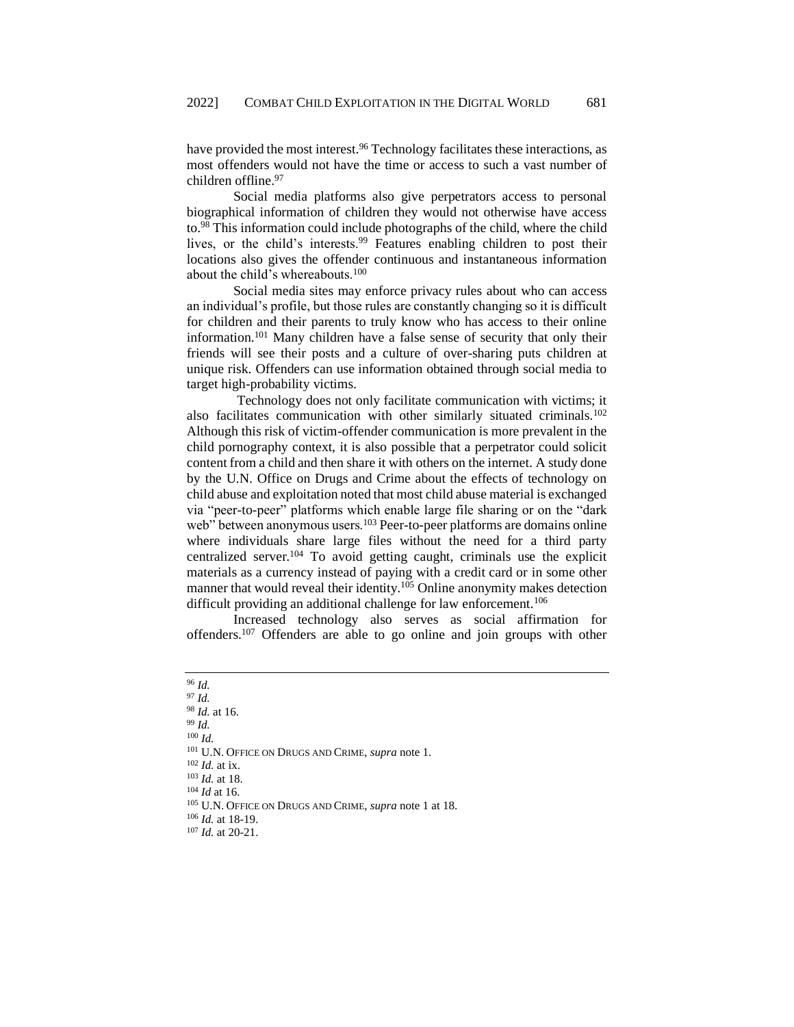have provided the most interest.[96] Technology facilitates these interactions, as most offenders would not have the time or access to such a vast number of children offline.[97]

Social media platforms also give perpetrators access to personal biographical information of children they would not otherwise have access to.[98] This information could include photographs of the child, where the child lives, or the child's interests.[99] Features enabling children to post their locations also gives the offender continuous and instantaneous information about the child's whereabouts.[100]

Social media sites may enforce privacy rules about who can access an individual's profile, but those rules are constantly changing so it is difficult for children and their parents to truly know who has access to their online information.[101] Many children have a false sense of security that only their friends will see their posts and a culture of over-sharing puts children at unique risk. Offenders can use information obtained through social media to target high-probability victims.

Technology does not only facilitate communication with victims; it also facilitates communication with other similarly situated criminals.[102] Although this risk of victim-offender communication is more prevalent in the child pornography context, it is also possible that a perpetrator could solicit content from a child and then share it with others on the internet. A study done by the U.N. Office on Drugs and Crime about the effects of technology on child abuse and exploitation noted that most child abuse material is exchanged via "peer-to-peer" platforms which enable large file sharing or on the "dark web" between anonymous users.[103] Peer-to-peer platforms are domains online where individuals share large files without the need for a third party centralized server.[104] To avoid getting caught, criminals use the explicit materials as a currency instead of paying with a credit card or in some other manner that would reveal their identity.[105] Online anonymity makes detection difficult providing an additional challenge for law enforcement.[106]

Increased technology also serves as social affirmation for offenders.[107] Offenders are able to go online and join groups with other

---

[96] *Id.*
[97] *Id.*
[98] *Id.* at 16.
[99] *Id.*
[100] *Id.*
[101] U.N. OFFICE ON DRUGS AND CRIME, *supra* note 1.
[102] *Id.* at ix.
[103] *Id.* at 18.
[104] *Id* at 16.
[105] U.N. OFFICE ON DRUGS AND CRIME, *supra* note 1 at 18.
[106] *Id.* at 18-19.
[107] *Id.* at 20-21.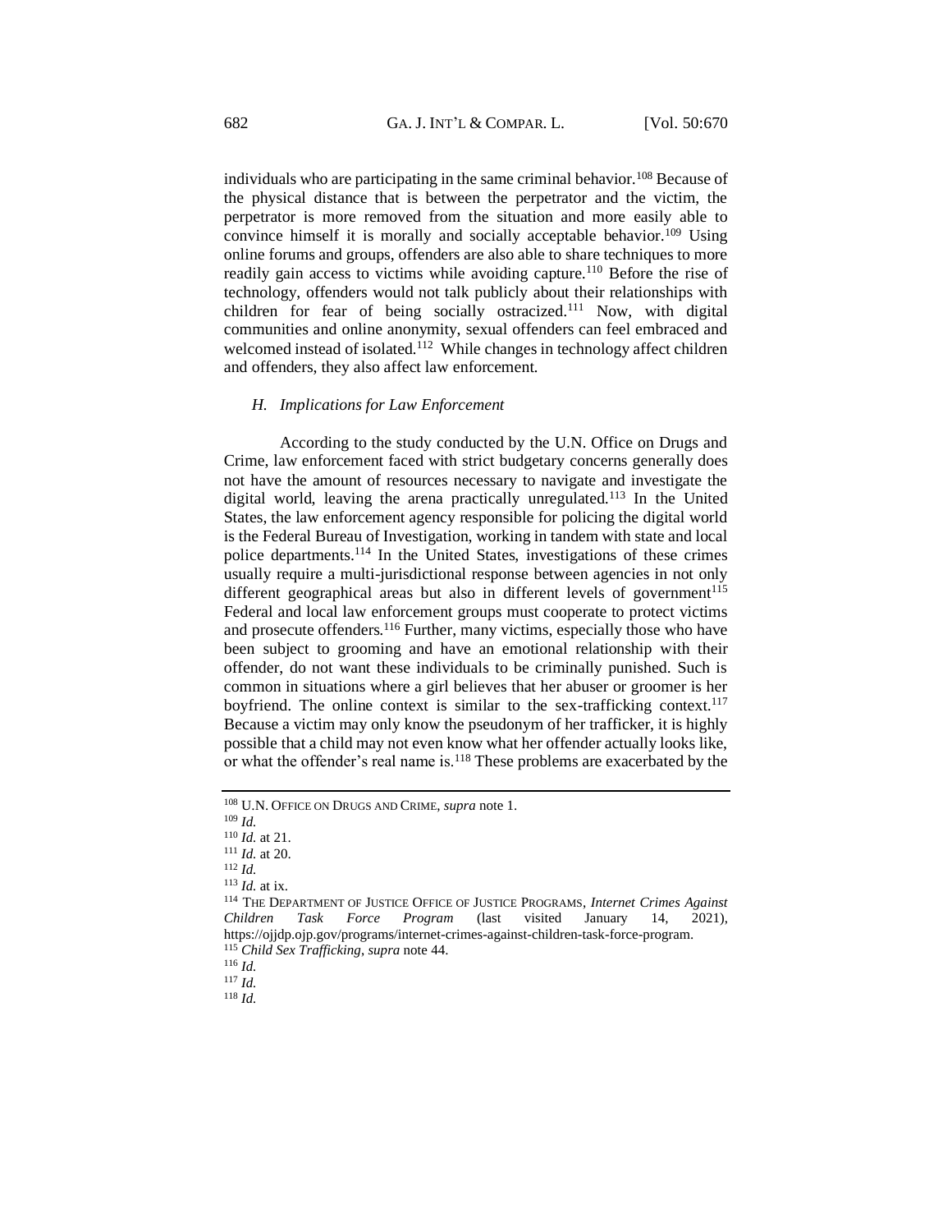individuals who are participating in the same criminal behavior.[108] Because of the physical distance that is between the perpetrator and the victim, the perpetrator is more removed from the situation and more easily able to convince himself it is morally and socially acceptable behavior.[109] Using online forums and groups, offenders are also able to share techniques to more readily gain access to victims while avoiding capture.[110] Before the rise of technology, offenders would not talk publicly about their relationships with children for fear of being socially ostracized.[111] Now, with digital communities and online anonymity, sexual offenders can feel embraced and welcomed instead of isolated.[112] While changes in technology affect children and offenders, they also affect law enforcement.

### *H. Implications for Law Enforcement*

According to the study conducted by the U.N. Office on Drugs and Crime, law enforcement faced with strict budgetary concerns generally does not have the amount of resources necessary to navigate and investigate the digital world, leaving the arena practically unregulated.[113] In the United States, the law enforcement agency responsible for policing the digital world is the Federal Bureau of Investigation, working in tandem with state and local police departments.[114] In the United States, investigations of these crimes usually require a multi-jurisdictional response between agencies in not only different geographical areas but also in different levels of government[115] Federal and local law enforcement groups must cooperate to protect victims and prosecute offenders.[116] Further, many victims, especially those who have been subject to grooming and have an emotional relationship with their offender, do not want these individuals to be criminally punished. Such is common in situations where a girl believes that her abuser or groomer is her boyfriend. The online context is similar to the sex-trafficking context.[117] Because a victim may only know the pseudonym of her trafficker, it is highly possible that a child may not even know what her offender actually looks like, or what the offender's real name is.[118] These problems are exacerbated by the

---

[108] U.N. OFFICE ON DRUGS AND CRIME, *supra* note 1.

[109] *Id.*

[110] *Id.* at 21.

[111] *Id.* at 20.

[112] *Id.*

[113] *Id.* at ix.

[114] THE DEPARTMENT OF JUSTICE OFFICE OF JUSTICE PROGRAMS, *Internet Crimes Against Children Task Force Program* (last visited January 14, 2021), https://ojjdp.ojp.gov/programs/internet-crimes-against-children-task-force-program.

[115] *Child Sex Trafficking*, *supra* note 44.

[116] *Id.*

[117] *Id.*

[118] *Id.*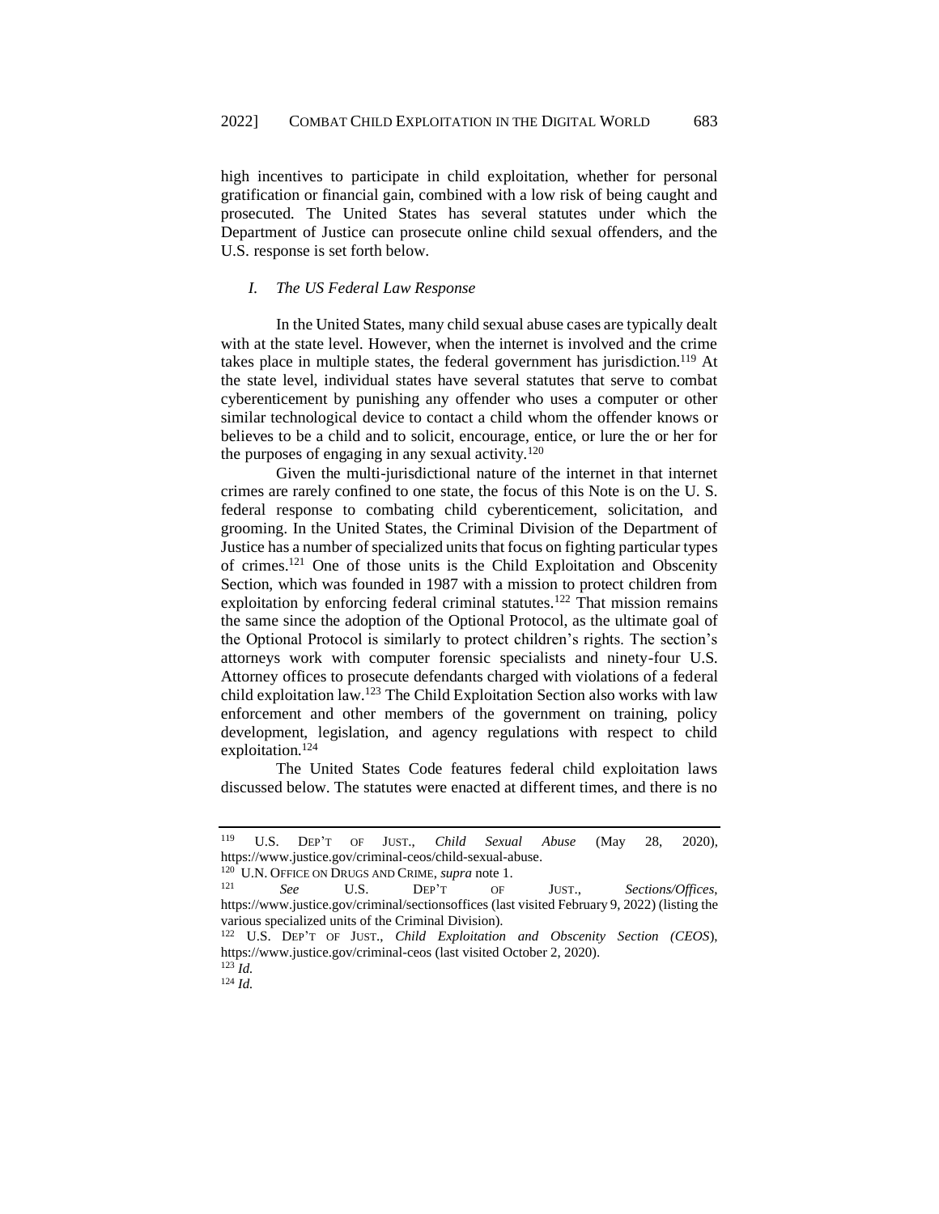high incentives to participate in child exploitation, whether for personal gratification or financial gain, combined with a low risk of being caught and prosecuted. The United States has several statutes under which the Department of Justice can prosecute online child sexual offenders, and the U.S. response is set forth below.

### *I. The US Federal Law Response*

In the United States, many child sexual abuse cases are typically dealt with at the state level. However, when the internet is involved and the crime takes place in multiple states, the federal government has jurisdiction.[119] At the state level, individual states have several statutes that serve to combat cyberenticement by punishing any offender who uses a computer or other similar technological device to contact a child whom the offender knows or believes to be a child and to solicit, encourage, entice, or lure the or her for the purposes of engaging in any sexual activity.[120]

Given the multi-jurisdictional nature of the internet in that internet crimes are rarely confined to one state, the focus of this Note is on the U. S. federal response to combating child cyberenticement, solicitation, and grooming. In the United States, the Criminal Division of the Department of Justice has a number of specialized units that focus on fighting particular types of crimes.[121] One of those units is the Child Exploitation and Obscenity Section, which was founded in 1987 with a mission to protect children from exploitation by enforcing federal criminal statutes.[122] That mission remains the same since the adoption of the Optional Protocol, as the ultimate goal of the Optional Protocol is similarly to protect children's rights. The section's attorneys work with computer forensic specialists and ninety-four U.S. Attorney offices to prosecute defendants charged with violations of a federal child exploitation law.[123] The Child Exploitation Section also works with law enforcement and other members of the government on training, policy development, legislation, and agency regulations with respect to child exploitation.[124]

The United States Code features federal child exploitation laws discussed below. The statutes were enacted at different times, and there is no

---

[119] U.S. DEP'T OF JUST., *Child Sexual Abuse* (May 28, 2020), https://www.justice.gov/criminal-ceos/child-sexual-abuse.

[120] U.N. OFFICE ON DRUGS AND CRIME, *supra* note 1.

[121] *See* U.S. DEP'T OF JUST., *Sections/Offices*, https://www.justice.gov/criminal/sectionsoffices (last visited February 9, 2022) (listing the various specialized units of the Criminal Division).

[122] U.S. DEP'T OF JUST., *Child Exploitation and Obscenity Section (CEOS*), https://www.justice.gov/criminal-ceos (last visited October 2, 2020).

[123] *Id.*

[124] *Id.*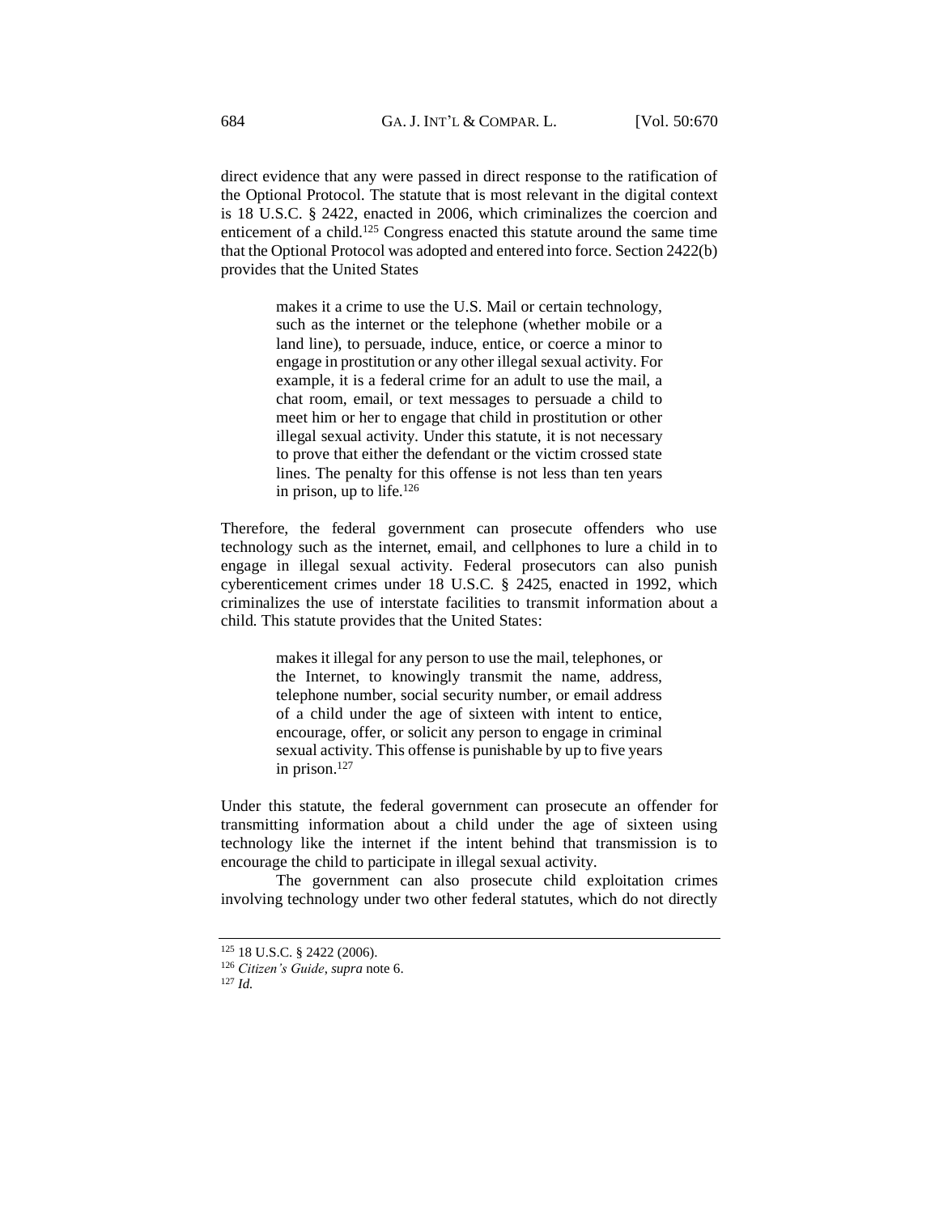direct evidence that any were passed in direct response to the ratification of the Optional Protocol. The statute that is most relevant in the digital context is 18 U.S.C. § 2422, enacted in 2006, which criminalizes the coercion and enticement of a child.[125] Congress enacted this statute around the same time that the Optional Protocol was adopted and entered into force. Section 2422(b) provides that the United States

> makes it a crime to use the U.S. Mail or certain technology, such as the internet or the telephone (whether mobile or a land line), to persuade, induce, entice, or coerce a minor to engage in prostitution or any other illegal sexual activity. For example, it is a federal crime for an adult to use the mail, a chat room, email, or text messages to persuade a child to meet him or her to engage that child in prostitution or other illegal sexual activity. Under this statute, it is not necessary to prove that either the defendant or the victim crossed state lines. The penalty for this offense is not less than ten years in prison, up to life.[126]

Therefore, the federal government can prosecute offenders who use technology such as the internet, email, and cellphones to lure a child in to engage in illegal sexual activity. Federal prosecutors can also punish cyberenticement crimes under 18 U.S.C. § 2425, enacted in 1992, which criminalizes the use of interstate facilities to transmit information about a child. This statute provides that the United States:

> makes it illegal for any person to use the mail, telephones, or the Internet, to knowingly transmit the name, address, telephone number, social security number, or email address of a child under the age of sixteen with intent to entice, encourage, offer, or solicit any person to engage in criminal sexual activity. This offense is punishable by up to five years in prison.[127]

Under this statute, the federal government can prosecute an offender for transmitting information about a child under the age of sixteen using technology like the internet if the intent behind that transmission is to encourage the child to participate in illegal sexual activity.

The government can also prosecute child exploitation crimes involving technology under two other federal statutes, which do not directly

---

[125] 18 U.S.C. § 2422 (2006).

[126] *Citizen's Guide*, *supra* note 6.

[127] *Id.*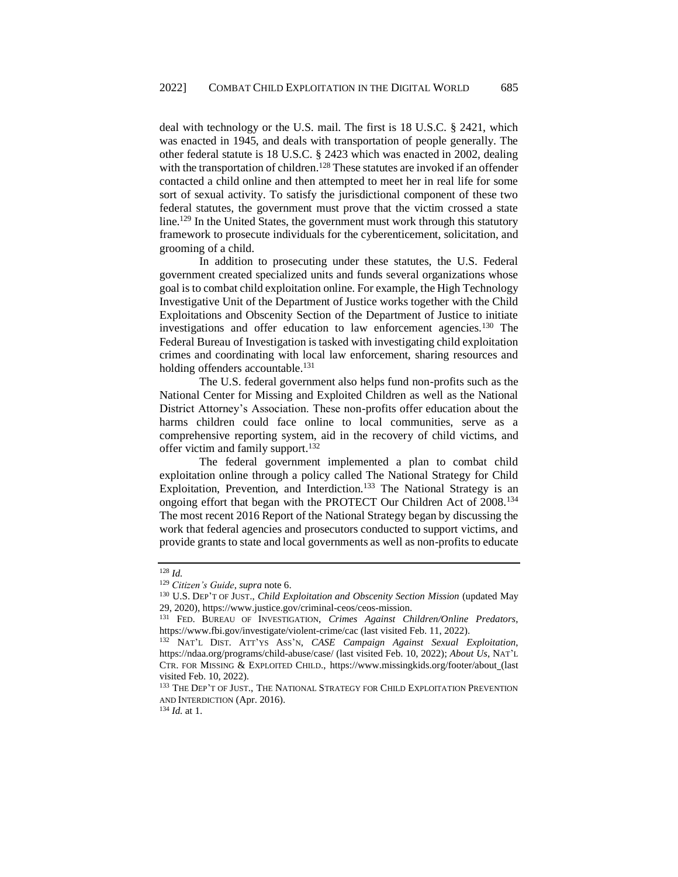deal with technology or the U.S. mail. The first is 18 U.S.C. § 2421, which was enacted in 1945, and deals with transportation of people generally. The other federal statute is 18 U.S.C. § 2423 which was enacted in 2002, dealing with the transportation of children.[128] These statutes are invoked if an offender contacted a child online and then attempted to meet her in real life for some sort of sexual activity. To satisfy the jurisdictional component of these two federal statutes, the government must prove that the victim crossed a state line.[129] In the United States, the government must work through this statutory framework to prosecute individuals for the cyberenticement, solicitation, and grooming of a child.

In addition to prosecuting under these statutes, the U.S. Federal government created specialized units and funds several organizations whose goal is to combat child exploitation online. For example, the High Technology Investigative Unit of the Department of Justice works together with the Child Exploitations and Obscenity Section of the Department of Justice to initiate investigations and offer education to law enforcement agencies.[130] The Federal Bureau of Investigation is tasked with investigating child exploitation crimes and coordinating with local law enforcement, sharing resources and holding offenders accountable.[131]

The U.S. federal government also helps fund non-profits such as the National Center for Missing and Exploited Children as well as the National District Attorney's Association. These non-profits offer education about the harms children could face online to local communities, serve as a comprehensive reporting system, aid in the recovery of child victims, and offer victim and family support.[132]

The federal government implemented a plan to combat child exploitation online through a policy called The National Strategy for Child Exploitation, Prevention, and Interdiction.[133] The National Strategy is an ongoing effort that began with the PROTECT Our Children Act of 2008.[134] The most recent 2016 Report of the National Strategy began by discussing the work that federal agencies and prosecutors conducted to support victims, and provide grants to state and local governments as well as non-profits to educate

---

[128] *Id.*

[129] *Citizen's Guide*, *supra* note 6.

[130] U.S. DEP'T OF JUST., *Child Exploitation and Obscenity Section Mission* (updated May 29, 2020), https://www.justice.gov/criminal-ceos/ceos-mission.

[131] FED. BUREAU OF INVESTIGATION, *Crimes Against Children/Online Predators*, https://www.fbi.gov/investigate/violent-crime/cac (last visited Feb. 11, 2022).

[132] NAT'L DIST. ATT'YS ASS'N, *CASE Campaign Against Sexual Exploitation*, https://ndaa.org/programs/child-abuse/case/ (last visited Feb. 10, 2022); *About Us*, NAT'L CTR. FOR MISSING & EXPLOITED CHILD., https://www.missingkids.org/footer/about (last visited Feb. 10, 2022).

[133] THE DEP'T OF JUST., THE NATIONAL STRATEGY FOR CHILD EXPLOITATION PREVENTION AND INTERDICTION (Apr. 2016).

[134] *Id.* at 1.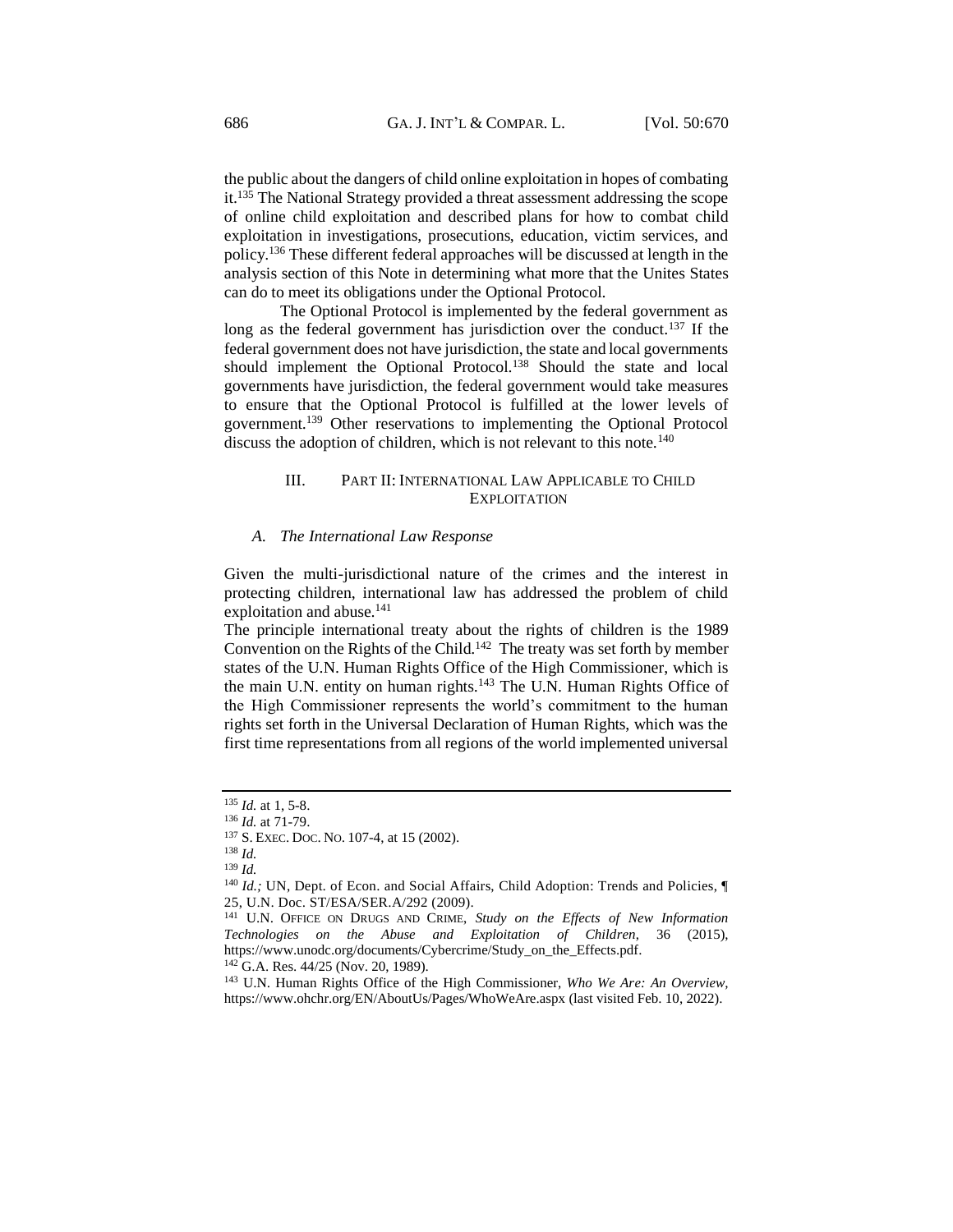the public about the dangers of child online exploitation in hopes of combating it.[135] The National Strategy provided a threat assessment addressing the scope of online child exploitation and described plans for how to combat child exploitation in investigations, prosecutions, education, victim services, and policy.[136] These different federal approaches will be discussed at length in the analysis section of this Note in determining what more that the Unites States can do to meet its obligations under the Optional Protocol.

The Optional Protocol is implemented by the federal government as long as the federal government has jurisdiction over the conduct.[137] If the federal government does not have jurisdiction, the state and local governments should implement the Optional Protocol.[138] Should the state and local governments have jurisdiction, the federal government would take measures to ensure that the Optional Protocol is fulfilled at the lower levels of government.[139] Other reservations to implementing the Optional Protocol discuss the adoption of children, which is not relevant to this note.[140]

## III. PART II: INTERNATIONAL LAW APPLICABLE TO CHILD EXPLOITATION

### *A. The International Law Response*

Given the multi-jurisdictional nature of the crimes and the interest in protecting children, international law has addressed the problem of child exploitation and abuse.[141]

The principle international treaty about the rights of children is the 1989 Convention on the Rights of the Child.[142] The treaty was set forth by member states of the U.N. Human Rights Office of the High Commissioner, which is the main U.N. entity on human rights.[143] The U.N. Human Rights Office of the High Commissioner represents the world's commitment to the human rights set forth in the Universal Declaration of Human Rights, which was the first time representations from all regions of the world implemented universal

---

[135] *Id.* at 1, 5-8.

[136] *Id.* at 71-79.

[137] S. EXEC. DOC. NO. 107-4, at 15 (2002).

[138] *Id.*

[139] *Id.*

[140] *Id.;* UN, Dept. of Econ. and Social Affairs, Child Adoption: Trends and Policies, ¶ 25, U.N. Doc. ST/ESA/SER.A/292 (2009).

[141] U.N. OFFICE ON DRUGS AND CRIME, *Study on the Effects of New Information Technologies on the Abuse and Exploitation of Children*, 36 (2015), https://www.unodc.org/documents/Cybercrime/Study_on_the_Effects.pdf.

[142] G.A. Res. 44/25 (Nov. 20, 1989).

[143] U.N. Human Rights Office of the High Commissioner, *Who We Are: An Overview*, https://www.ohchr.org/EN/AboutUs/Pages/WhoWeAre.aspx (last visited Feb. 10, 2022).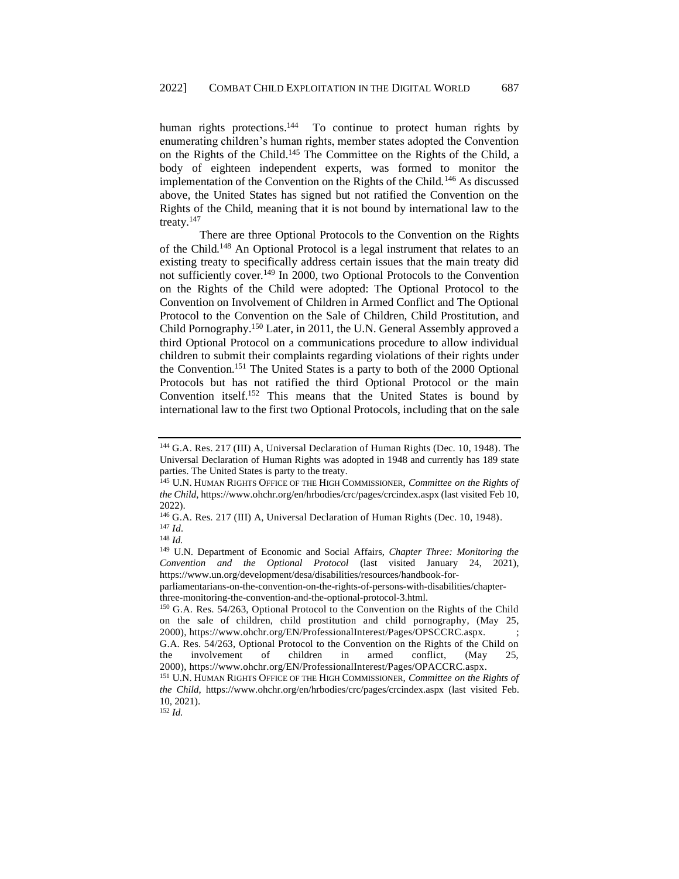human rights protections.[144] To continue to protect human rights by enumerating children's human rights, member states adopted the Convention on the Rights of the Child.[145] The Committee on the Rights of the Child, a body of eighteen independent experts, was formed to monitor the implementation of the Convention on the Rights of the Child.[146] As discussed above, the United States has signed but not ratified the Convention on the Rights of the Child, meaning that it is not bound by international law to the treaty.[147]

There are three Optional Protocols to the Convention on the Rights of the Child.[148] An Optional Protocol is a legal instrument that relates to an existing treaty to specifically address certain issues that the main treaty did not sufficiently cover.[149] In 2000, two Optional Protocols to the Convention on the Rights of the Child were adopted: The Optional Protocol to the Convention on Involvement of Children in Armed Conflict and The Optional Protocol to the Convention on the Sale of Children, Child Prostitution, and Child Pornography.[150] Later, in 2011, the U.N. General Assembly approved a third Optional Protocol on a communications procedure to allow individual children to submit their complaints regarding violations of their rights under the Convention.[151] The United States is a party to both of the 2000 Optional Protocols but has not ratified the third Optional Protocol or the main Convention itself.[152] This means that the United States is bound by international law to the first two Optional Protocols, including that on the sale

---

[144] G.A. Res. 217 (III) A, Universal Declaration of Human Rights (Dec. 10, 1948). The Universal Declaration of Human Rights was adopted in 1948 and currently has 189 state parties. The United States is party to the treaty.

[145] U.N. HUMAN RIGHTS OFFICE OF THE HIGH COMMISSIONER, *Committee on the Rights of the Child*, https://www.ohchr.org/en/hrbodies/crc/pages/crcindex.aspx (last visited Feb 10, 2022).

[146] G.A. Res. 217 (III) A, Universal Declaration of Human Rights (Dec. 10, 1948).

[147] *Id.*

[148] *Id.*

[149] U.N. Department of Economic and Social Affairs, *Chapter Three: Monitoring the Convention and the Optional Protocol* (last visited January 24, 2021), https://www.un.org/development/desa/disabilities/resources/handbook-for-parliamentarians-on-the-convention-on-the-rights-of-persons-with-disabilities/chapter-three-monitoring-the-convention-and-the-optional-protocol-3.html.

[150] G.A. Res. 54/263, Optional Protocol to the Convention on the Rights of the Child on the sale of children, child prostitution and child pornography, (May 25, 2000), https://www.ohchr.org/EN/ProfessionalInterest/Pages/OPSCCRC.aspx. ; G.A. Res. 54/263, Optional Protocol to the Convention on the Rights of the Child on the involvement of children in armed conflict, (May 25, 2000), https://www.ohchr.org/EN/ProfessionalInterest/Pages/OPACCRC.aspx.

[151] U.N. HUMAN RIGHTS OFFICE OF THE HIGH COMMISSIONER, *Committee on the Rights of the Child*, https://www.ohchr.org/en/hrbodies/crc/pages/crcindex.aspx (last visited Feb. 10, 2021).

[152] *Id.*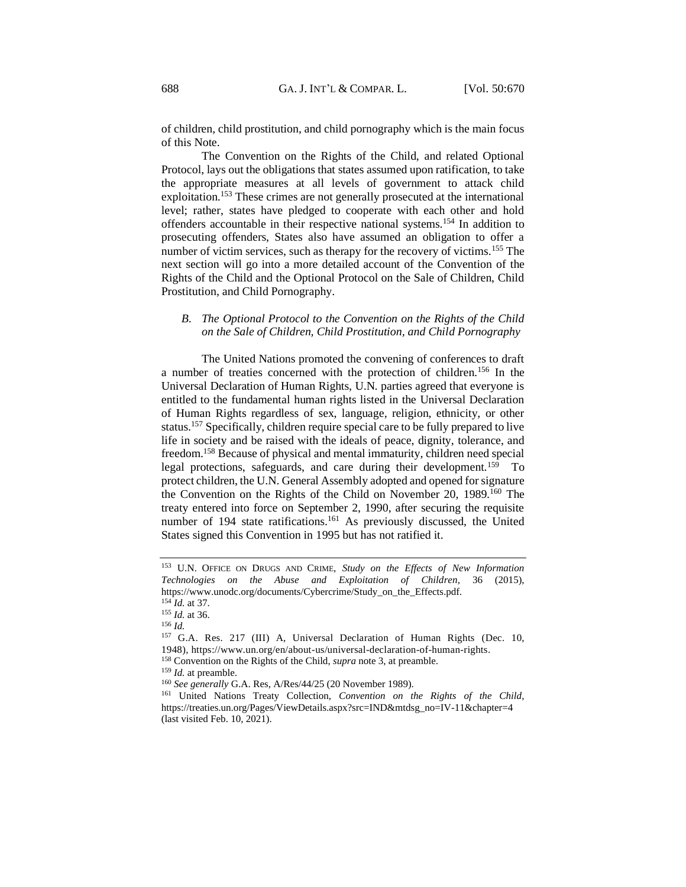of children, child prostitution, and child pornography which is the main focus of this Note.

The Convention on the Rights of the Child, and related Optional Protocol, lays out the obligations that states assumed upon ratification, to take the appropriate measures at all levels of government to attack child exploitation.[153] These crimes are not generally prosecuted at the international level; rather, states have pledged to cooperate with each other and hold offenders accountable in their respective national systems.[154] In addition to prosecuting offenders, States also have assumed an obligation to offer a number of victim services, such as therapy for the recovery of victims.[155] The next section will go into a more detailed account of the Convention of the Rights of the Child and the Optional Protocol on the Sale of Children, Child Prostitution, and Child Pornography.

### B. *The Optional Protocol to the Convention on the Rights of the Child on the Sale of Children, Child Prostitution, and Child Pornography*

The United Nations promoted the convening of conferences to draft a number of treaties concerned with the protection of children.[156] In the Universal Declaration of Human Rights, U.N. parties agreed that everyone is entitled to the fundamental human rights listed in the Universal Declaration of Human Rights regardless of sex, language, religion, ethnicity, or other status.[157] Specifically, children require special care to be fully prepared to live life in society and be raised with the ideals of peace, dignity, tolerance, and freedom.[158] Because of physical and mental immaturity, children need special legal protections, safeguards, and care during their development.[159] To protect children, the U.N. General Assembly adopted and opened for signature the Convention on the Rights of the Child on November 20, 1989.[160] The treaty entered into force on September 2, 1990, after securing the requisite number of 194 state ratifications.[161] As previously discussed, the United States signed this Convention in 1995 but has not ratified it.

---

[153] U.N. Office on Drugs and Crime, *Study on the Effects of New Information Technologies on the Abuse and Exploitation of Children*, 36 (2015), https://www.unodc.org/documents/Cybercrime/Study_on_the_Effects.pdf.

[154] *Id.* at 37.

[155] *Id.* at 36.

[156] *Id.*

[157] G.A. Res. 217 (III) A, Universal Declaration of Human Rights (Dec. 10, 1948), https://www.un.org/en/about-us/universal-declaration-of-human-rights.

[158] Convention on the Rights of the Child, *supra* note 3, at preamble.

[159] *Id.* at preamble.

[160] *See generally* G.A. Res, A/Res/44/25 (20 November 1989).

[161] United Nations Treaty Collection, *Convention on the Rights of the Child*, https://treaties.un.org/Pages/ViewDetails.aspx?src=IND&mtdsg_no=IV-11&chapter=4 (last visited Feb. 10, 2021).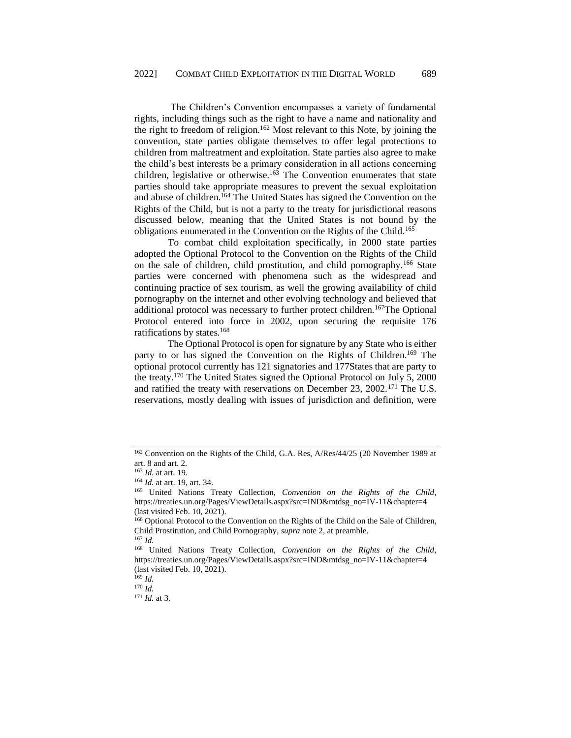The Children's Convention encompasses a variety of fundamental rights, including things such as the right to have a name and nationality and the right to freedom of religion.[162] Most relevant to this Note, by joining the convention, state parties obligate themselves to offer legal protections to children from maltreatment and exploitation. State parties also agree to make the child's best interests be a primary consideration in all actions concerning children, legislative or otherwise.[163] The Convention enumerates that state parties should take appropriate measures to prevent the sexual exploitation and abuse of children.[164] The United States has signed the Convention on the Rights of the Child, but is not a party to the treaty for jurisdictional reasons discussed below, meaning that the United States is not bound by the obligations enumerated in the Convention on the Rights of the Child.[165]

To combat child exploitation specifically, in 2000 state parties adopted the Optional Protocol to the Convention on the Rights of the Child on the sale of children, child prostitution, and child pornography.[166] State parties were concerned with phenomena such as the widespread and continuing practice of sex tourism, as well the growing availability of child pornography on the internet and other evolving technology and believed that additional protocol was necessary to further protect children.[167]The Optional Protocol entered into force in 2002, upon securing the requisite 176 ratifications by states.[168]

The Optional Protocol is open for signature by any State who is either party to or has signed the Convention on the Rights of Children.[169] The optional protocol currently has 121 signatories and 177States that are party to the treaty.[170] The United States signed the Optional Protocol on July 5, 2000 and ratified the treaty with reservations on December 23, 2002.[171] The U.S. reservations, mostly dealing with issues of jurisdiction and definition, were

---

[162] Convention on the Rights of the Child, G.A. Res, A/Res/44/25 (20 November 1989 at art. 8 and art. 2.

[163] *Id.* at art. 19.

[164] *Id.* at art. 19, art. 34.

[165] United Nations Treaty Collection, *Convention on the Rights of the Child*, https://treaties.un.org/Pages/ViewDetails.aspx?src=IND&mtdsg_no=IV-11&chapter=4 (last visited Feb. 10, 2021).

[166] Optional Protocol to the Convention on the Rights of the Child on the Sale of Children, Child Prostitution, and Child Pornography, *supra* note 2, at preamble.

[167] *Id.*

[168] United Nations Treaty Collection, *Convention on the Rights of the Child*, https://treaties.un.org/Pages/ViewDetails.aspx?src=IND&mtdsg_no=IV-11&chapter=4 (last visited Feb. 10, 2021).

[169] *Id.*

[170] *Id.*

[171] *Id.* at 3.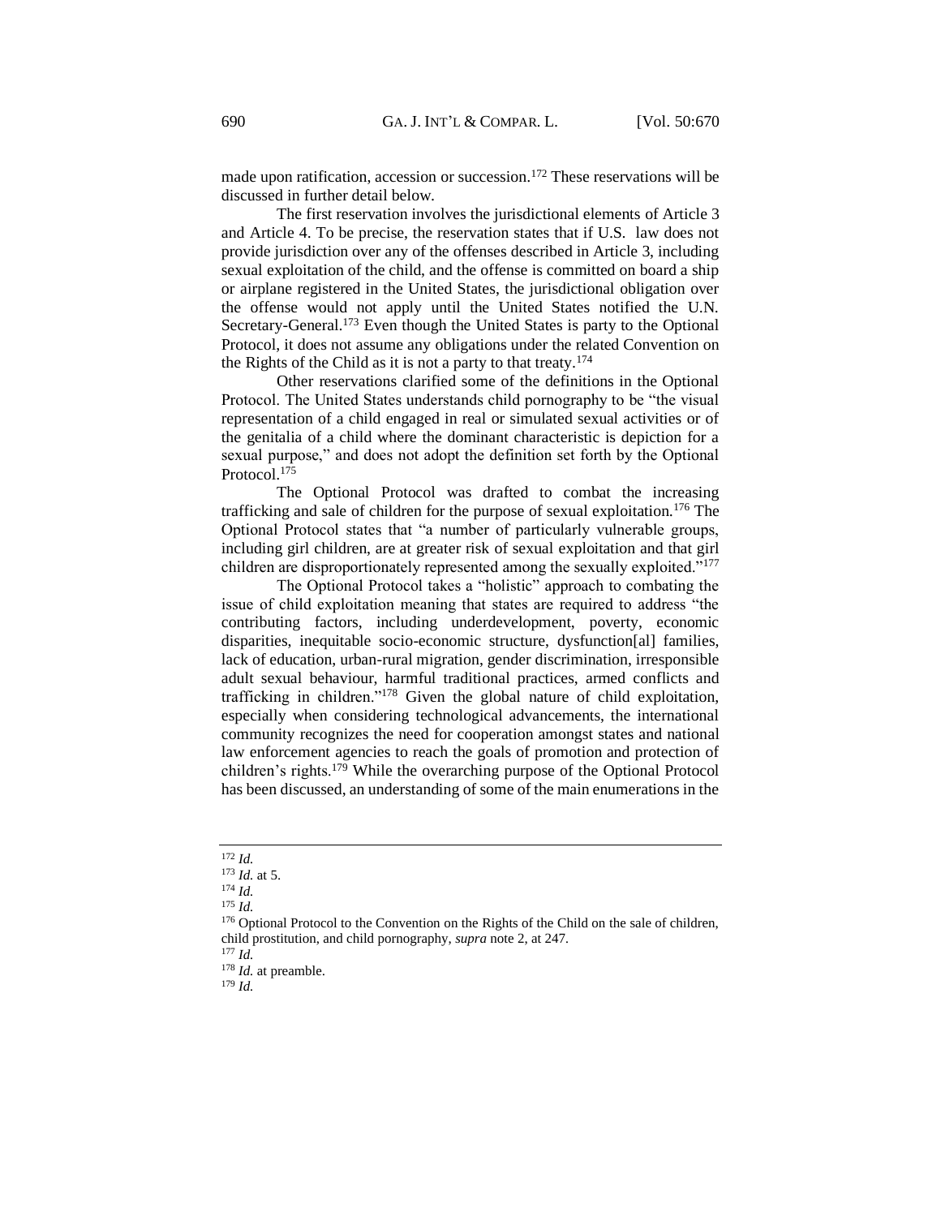made upon ratification, accession or succession.[172] These reservations will be discussed in further detail below.

The first reservation involves the jurisdictional elements of Article 3 and Article 4. To be precise, the reservation states that if U.S. law does not provide jurisdiction over any of the offenses described in Article 3, including sexual exploitation of the child, and the offense is committed on board a ship or airplane registered in the United States, the jurisdictional obligation over the offense would not apply until the United States notified the U.N. Secretary-General.[173] Even though the United States is party to the Optional Protocol, it does not assume any obligations under the related Convention on the Rights of the Child as it is not a party to that treaty.[174]

Other reservations clarified some of the definitions in the Optional Protocol. The United States understands child pornography to be "the visual representation of a child engaged in real or simulated sexual activities or of the genitalia of a child where the dominant characteristic is depiction for a sexual purpose," and does not adopt the definition set forth by the Optional Protocol.[175]

The Optional Protocol was drafted to combat the increasing trafficking and sale of children for the purpose of sexual exploitation.[176] The Optional Protocol states that "a number of particularly vulnerable groups, including girl children, are at greater risk of sexual exploitation and that girl children are disproportionately represented among the sexually exploited."[177]

The Optional Protocol takes a "holistic" approach to combating the issue of child exploitation meaning that states are required to address "the contributing factors, including underdevelopment, poverty, economic disparities, inequitable socio-economic structure, dysfunction[al] families, lack of education, urban-rural migration, gender discrimination, irresponsible adult sexual behaviour, harmful traditional practices, armed conflicts and trafficking in children."[178] Given the global nature of child exploitation, especially when considering technological advancements, the international community recognizes the need for cooperation amongst states and national law enforcement agencies to reach the goals of promotion and protection of children's rights.[179] While the overarching purpose of the Optional Protocol has been discussed, an understanding of some of the main enumerations in the

---

[172] *Id.*

[173] *Id.* at 5.

[174] *Id.*

[175] *Id.*

[176] Optional Protocol to the Convention on the Rights of the Child on the sale of children, child prostitution, and child pornography, *supra* note 2, at 247.

[177] *Id.*

[178] *Id.* at preamble.

[179] *Id.*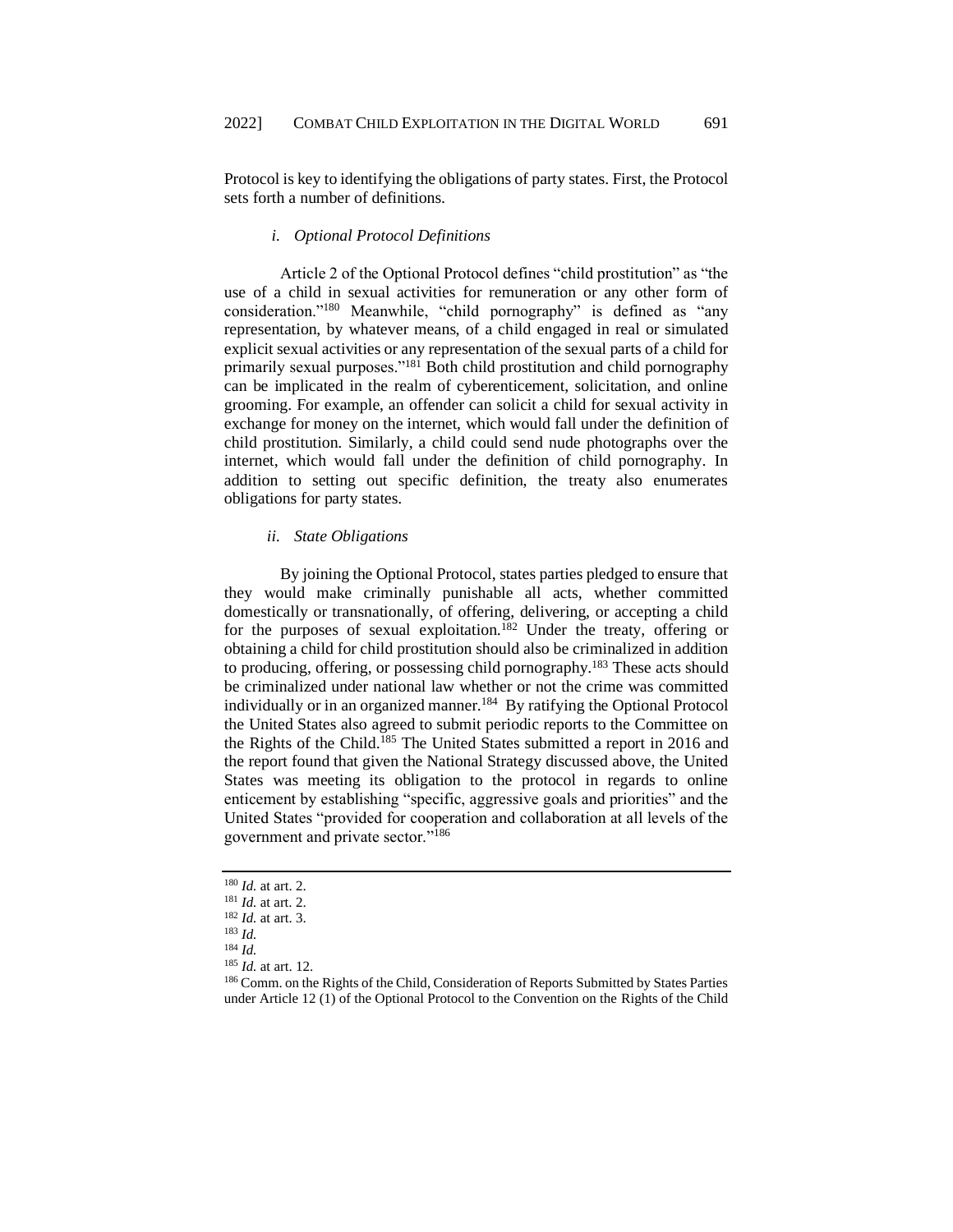Protocol is key to identifying the obligations of party states. First, the Protocol sets forth a number of definitions.

#### *i. Optional Protocol Definitions*

Article 2 of the Optional Protocol defines "child prostitution" as "the use of a child in sexual activities for remuneration or any other form of consideration."[180] Meanwhile, "child pornography" is defined as "any representation, by whatever means, of a child engaged in real or simulated explicit sexual activities or any representation of the sexual parts of a child for primarily sexual purposes."[181] Both child prostitution and child pornography can be implicated in the realm of cyberenticement, solicitation, and online grooming. For example, an offender can solicit a child for sexual activity in exchange for money on the internet, which would fall under the definition of child prostitution. Similarly, a child could send nude photographs over the internet, which would fall under the definition of child pornography. In addition to setting out specific definition, the treaty also enumerates obligations for party states.

#### *ii. State Obligations*

By joining the Optional Protocol, states parties pledged to ensure that they would make criminally punishable all acts, whether committed domestically or transnationally, of offering, delivering, or accepting a child for the purposes of sexual exploitation.[182] Under the treaty, offering or obtaining a child for child prostitution should also be criminalized in addition to producing, offering, or possessing child pornography.[183] These acts should be criminalized under national law whether or not the crime was committed individually or in an organized manner.[184] By ratifying the Optional Protocol the United States also agreed to submit periodic reports to the Committee on the Rights of the Child.[185] The United States submitted a report in 2016 and the report found that given the National Strategy discussed above, the United States was meeting its obligation to the protocol in regards to online enticement by establishing "specific, aggressive goals and priorities" and the United States "provided for cooperation and collaboration at all levels of the government and private sector."[186]

---

[180] *Id.* at art. 2.

[181] *Id.* at art. 2.

[182] *Id.* at art. 3.

[183] *Id.*

[184] *Id.*

[185] *Id.* at art. 12.

[186] Comm. on the Rights of the Child, Consideration of Reports Submitted by States Parties under Article 12 (1) of the Optional Protocol to the Convention on the Rights of the Child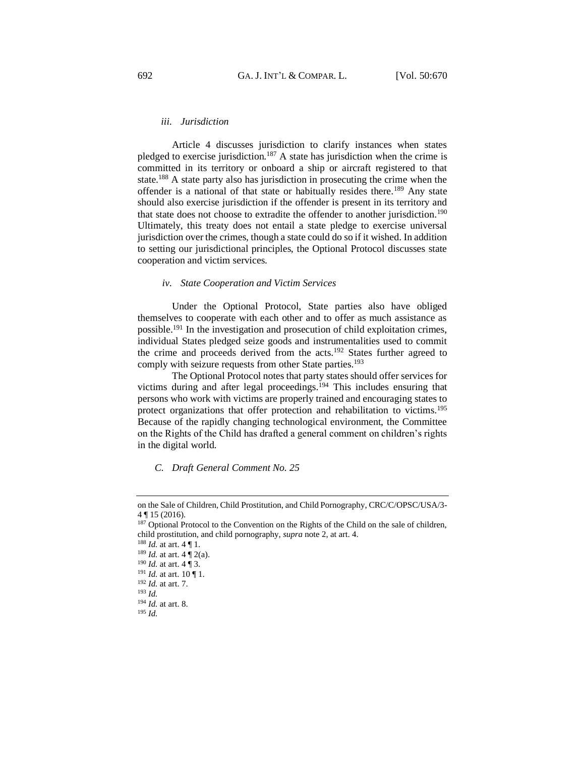### *iii. Jurisdiction*

Article 4 discusses jurisdiction to clarify instances when states pledged to exercise jurisdiction.[187] A state has jurisdiction when the crime is committed in its territory or onboard a ship or aircraft registered to that state.[188] A state party also has jurisdiction in prosecuting the crime when the offender is a national of that state or habitually resides there.[189] Any state should also exercise jurisdiction if the offender is present in its territory and that state does not choose to extradite the offender to another jurisdiction.[190] Ultimately, this treaty does not entail a state pledge to exercise universal jurisdiction over the crimes, though a state could do so if it wished. In addition to setting our jurisdictional principles, the Optional Protocol discusses state cooperation and victim services.

### *iv. State Cooperation and Victim Services*

Under the Optional Protocol, State parties also have obliged themselves to cooperate with each other and to offer as much assistance as possible.[191] In the investigation and prosecution of child exploitation crimes, individual States pledged seize goods and instrumentalities used to commit the crime and proceeds derived from the acts.[192] States further agreed to comply with seizure requests from other State parties.[193]

The Optional Protocol notes that party states should offer services for victims during and after legal proceedings.[194] This includes ensuring that persons who work with victims are properly trained and encouraging states to protect organizations that offer protection and rehabilitation to victims.[195] Because of the rapidly changing technological environment, the Committee on the Rights of the Child has drafted a general comment on children's rights in the digital world.

## *C. Draft General Comment No. 25*

---

on the Sale of Children, Child Prostitution, and Child Pornography, CRC/C/OPSC/USA/3-4 ¶ 15 (2016).

[187] Optional Protocol to the Convention on the Rights of the Child on the sale of children, child prostitution, and child pornography, *supra* note 2, at art. 4.

[188] *Id.* at art. 4 ¶ 1.

[189] *Id.* at art. 4 ¶ 2(a).

[190] *Id.* at art. 4 ¶ 3.

[191] *Id.* at art. 10 ¶ 1.

[192] *Id.* at art. 7.

[193] *Id.*

[194] *Id.* at art. 8.

[195] *Id.*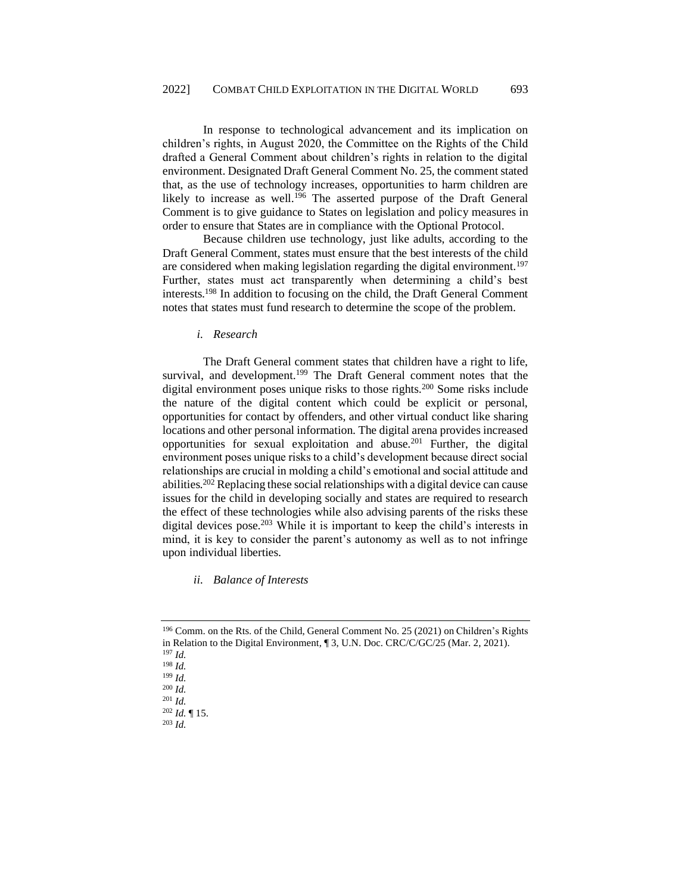In response to technological advancement and its implication on children's rights, in August 2020, the Committee on the Rights of the Child drafted a General Comment about children's rights in relation to the digital environment. Designated Draft General Comment No. 25, the comment stated that, as the use of technology increases, opportunities to harm children are likely to increase as well.[196] The asserted purpose of the Draft General Comment is to give guidance to States on legislation and policy measures in order to ensure that States are in compliance with the Optional Protocol.

Because children use technology, just like adults, according to the Draft General Comment, states must ensure that the best interests of the child are considered when making legislation regarding the digital environment.[197] Further, states must act transparently when determining a child's best interests.[198] In addition to focusing on the child, the Draft General Comment notes that states must fund research to determine the scope of the problem.

*i. Research*

The Draft General comment states that children have a right to life, survival, and development.[199] The Draft General comment notes that the digital environment poses unique risks to those rights.[200] Some risks include the nature of the digital content which could be explicit or personal, opportunities for contact by offenders, and other virtual conduct like sharing locations and other personal information. The digital arena provides increased opportunities for sexual exploitation and abuse.[201] Further, the digital environment poses unique risks to a child's development because direct social relationships are crucial in molding a child's emotional and social attitude and abilities.[202] Replacing these social relationships with a digital device can cause issues for the child in developing socially and states are required to research the effect of these technologies while also advising parents of the risks these digital devices pose.[203] While it is important to keep the child's interests in mind, it is key to consider the parent's autonomy as well as to not infringe upon individual liberties.

*ii. Balance of Interests*

---

[196] Comm. on the Rts. of the Child, General Comment No. 25 (2021) on Children's Rights in Relation to the Digital Environment, ¶ 3, U.N. Doc. CRC/C/GC/25 (Mar. 2, 2021).

[197] *Id.*

[198] *Id.*

[199] *Id.*

[200] *Id.*

[201] *Id.*

[202] *Id.* ¶ 15.

[203] *Id.*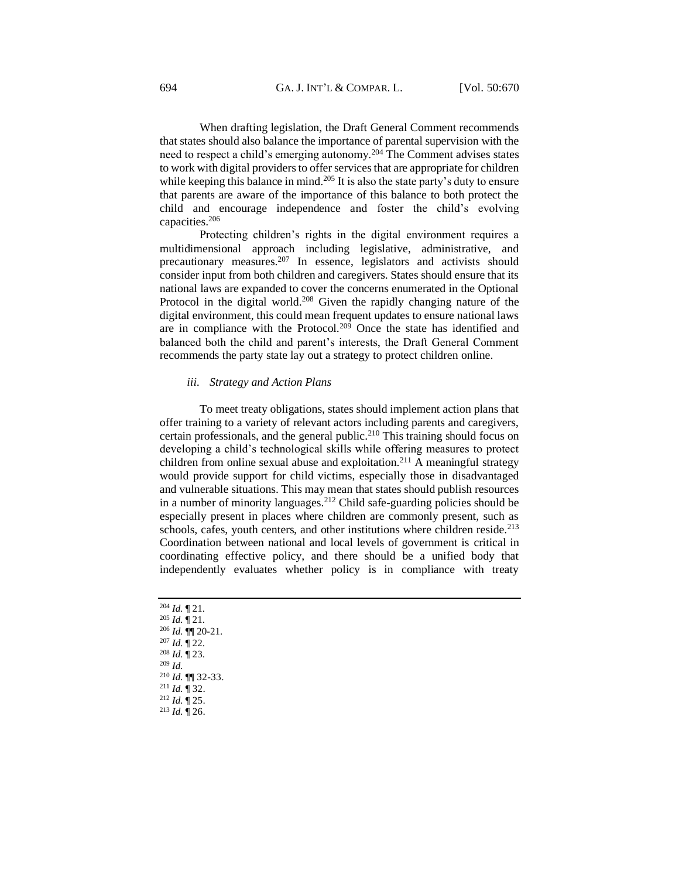When drafting legislation, the Draft General Comment recommends that states should also balance the importance of parental supervision with the need to respect a child's emerging autonomy.[204] The Comment advises states to work with digital providers to offer services that are appropriate for children while keeping this balance in mind.[205] It is also the state party's duty to ensure that parents are aware of the importance of this balance to both protect the child and encourage independence and foster the child's evolving capacities.[206]

Protecting children's rights in the digital environment requires a multidimensional approach including legislative, administrative, and precautionary measures.[207] In essence, legislators and activists should consider input from both children and caregivers. States should ensure that its national laws are expanded to cover the concerns enumerated in the Optional Protocol in the digital world.[208] Given the rapidly changing nature of the digital environment, this could mean frequent updates to ensure national laws are in compliance with the Protocol.[209] Once the state has identified and balanced both the child and parent's interests, the Draft General Comment recommends the party state lay out a strategy to protect children online.

#### *iii. Strategy and Action Plans*

To meet treaty obligations, states should implement action plans that offer training to a variety of relevant actors including parents and caregivers, certain professionals, and the general public.[210] This training should focus on developing a child's technological skills while offering measures to protect children from online sexual abuse and exploitation.[211] A meaningful strategy would provide support for child victims, especially those in disadvantaged and vulnerable situations. This may mean that states should publish resources in a number of minority languages.[212] Child safe-guarding policies should be especially present in places where children are commonly present, such as schools, cafes, youth centers, and other institutions where children reside.[213] Coordination between national and local levels of government is critical in coordinating effective policy, and there should be a unified body that independently evaluates whether policy is in compliance with treaty

---

[204] *Id.* ¶ 21.
[205] *Id.* ¶ 21.
[206] *Id.* ¶¶ 20-21.
[207] *Id.* ¶ 22.
[208] *Id.* ¶ 23.
[209] *Id.*
[210] *Id.* ¶¶ 32-33.
[211] *Id.* ¶ 32.
[212] *Id.* ¶ 25.
[213] *Id.* ¶ 26.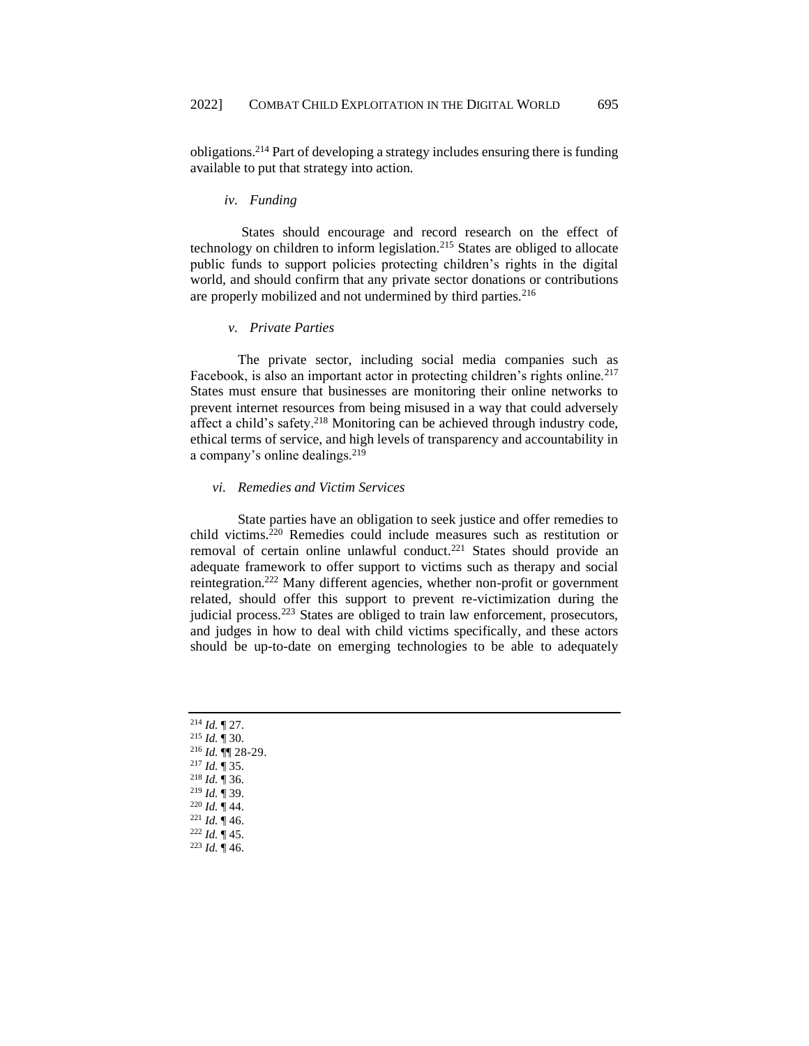obligations.[214] Part of developing a strategy includes ensuring there is funding available to put that strategy into action.

#### *iv. Funding*

States should encourage and record research on the effect of technology on children to inform legislation.[215] States are obliged to allocate public funds to support policies protecting children's rights in the digital world, and should confirm that any private sector donations or contributions are properly mobilized and not undermined by third parties.[216]

#### *v. Private Parties*

The private sector, including social media companies such as Facebook, is also an important actor in protecting children's rights online.[217] States must ensure that businesses are monitoring their online networks to prevent internet resources from being misused in a way that could adversely affect a child's safety.[218] Monitoring can be achieved through industry code, ethical terms of service, and high levels of transparency and accountability in a company's online dealings.[219]

#### *vi. Remedies and Victim Services*

State parties have an obligation to seek justice and offer remedies to child victims.[220] Remedies could include measures such as restitution or removal of certain online unlawful conduct.[221] States should provide an adequate framework to offer support to victims such as therapy and social reintegration.[222] Many different agencies, whether non-profit or government related, should offer this support to prevent re-victimization during the judicial process.[223] States are obliged to train law enforcement, prosecutors, and judges in how to deal with child victims specifically, and these actors should be up-to-date on emerging technologies to be able to adequately

---

[214] *Id.* ¶ 27.
[215] *Id.* ¶ 30.
[216] *Id.* ¶¶ 28-29.
[217] *Id.* ¶ 35.
[218] *Id.* ¶ 36.
[219] *Id.* ¶ 39.
[220] *Id.* ¶ 44.
[221] *Id.* ¶ 46.
[222] *Id.* ¶ 45.
[223] *Id.* ¶ 46.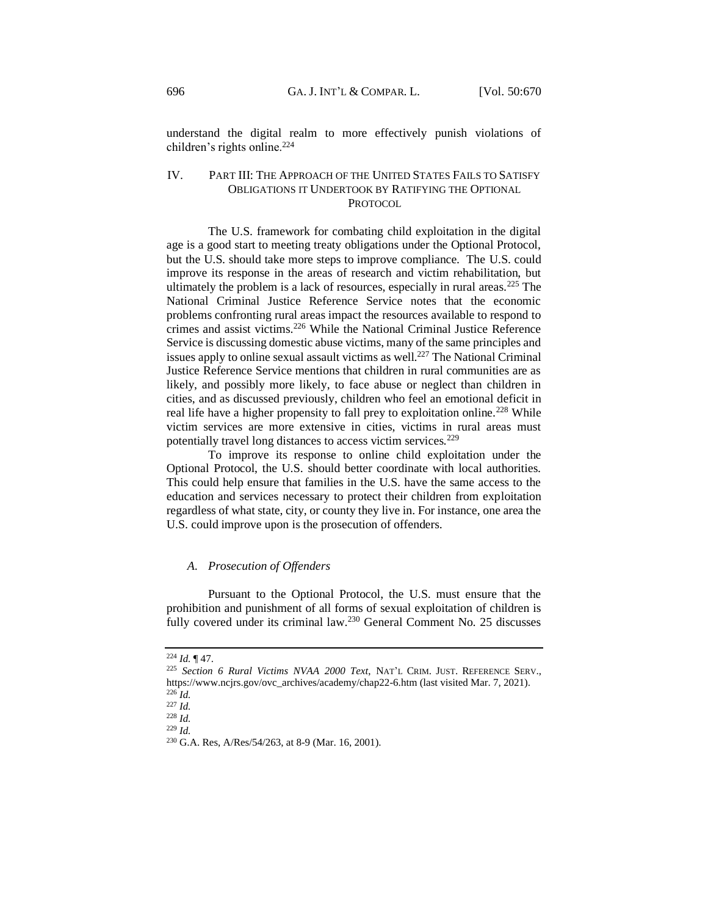understand the digital realm to more effectively punish violations of children's rights online.[224]

## IV. PART III: THE APPROACH OF THE UNITED STATES FAILS TO SATISFY OBLIGATIONS IT UNDERTOOK BY RATIFYING THE OPTIONAL PROTOCOL

The U.S. framework for combating child exploitation in the digital age is a good start to meeting treaty obligations under the Optional Protocol, but the U.S. should take more steps to improve compliance. The U.S. could improve its response in the areas of research and victim rehabilitation, but ultimately the problem is a lack of resources, especially in rural areas.[225] The National Criminal Justice Reference Service notes that the economic problems confronting rural areas impact the resources available to respond to crimes and assist victims.[226] While the National Criminal Justice Reference Service is discussing domestic abuse victims, many of the same principles and issues apply to online sexual assault victims as well.[227] The National Criminal Justice Reference Service mentions that children in rural communities are as likely, and possibly more likely, to face abuse or neglect than children in cities, and as discussed previously, children who feel an emotional deficit in real life have a higher propensity to fall prey to exploitation online.[228] While victim services are more extensive in cities, victims in rural areas must potentially travel long distances to access victim services.[229]

To improve its response to online child exploitation under the Optional Protocol, the U.S. should better coordinate with local authorities. This could help ensure that families in the U.S. have the same access to the education and services necessary to protect their children from exploitation regardless of what state, city, or county they live in. For instance, one area the U.S. could improve upon is the prosecution of offenders.

### *A. Prosecution of Offenders*

Pursuant to the Optional Protocol, the U.S. must ensure that the prohibition and punishment of all forms of sexual exploitation of children is fully covered under its criminal law.[230] General Comment No. 25 discusses

---

[224] *Id.* ¶ 47.

[225] *Section 6 Rural Victims NVAA 2000 Text*, NAT'L CRIM. JUST. REFERENCE SERV., https://www.ncjrs.gov/ovc_archives/academy/chap22-6.htm (last visited Mar. 7, 2021).

[226] *Id.*

[227] *Id.*

[228] *Id.*

[229] *Id.*

[230] G.A. Res, A/Res/54/263, at 8-9 (Mar. 16, 2001).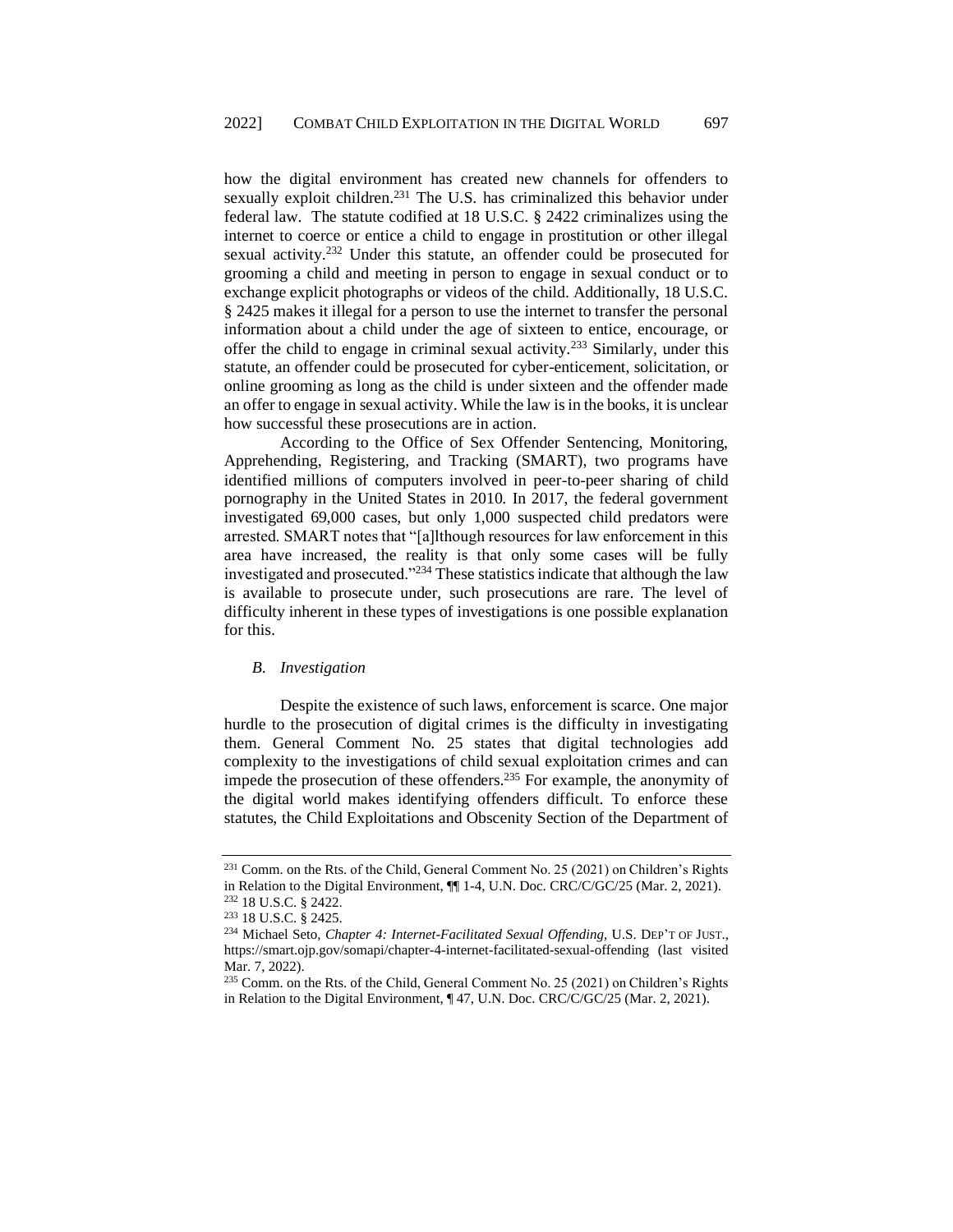how the digital environment has created new channels for offenders to sexually exploit children.[231] The U.S. has criminalized this behavior under federal law. The statute codified at 18 U.S.C. § 2422 criminalizes using the internet to coerce or entice a child to engage in prostitution or other illegal sexual activity.[232] Under this statute, an offender could be prosecuted for grooming a child and meeting in person to engage in sexual conduct or to exchange explicit photographs or videos of the child. Additionally, 18 U.S.C. § 2425 makes it illegal for a person to use the internet to transfer the personal information about a child under the age of sixteen to entice, encourage, or offer the child to engage in criminal sexual activity.[233] Similarly, under this statute, an offender could be prosecuted for cyber-enticement, solicitation, or online grooming as long as the child is under sixteen and the offender made an offer to engage in sexual activity. While the law is in the books, it is unclear how successful these prosecutions are in action.

According to the Office of Sex Offender Sentencing, Monitoring, Apprehending, Registering, and Tracking (SMART), two programs have identified millions of computers involved in peer-to-peer sharing of child pornography in the United States in 2010. In 2017, the federal government investigated 69,000 cases, but only 1,000 suspected child predators were arrested. SMART notes that "[a]lthough resources for law enforcement in this area have increased, the reality is that only some cases will be fully investigated and prosecuted."[234] These statistics indicate that although the law is available to prosecute under, such prosecutions are rare. The level of difficulty inherent in these types of investigations is one possible explanation for this.

### *B. Investigation*

Despite the existence of such laws, enforcement is scarce. One major hurdle to the prosecution of digital crimes is the difficulty in investigating them. General Comment No. 25 states that digital technologies add complexity to the investigations of child sexual exploitation crimes and can impede the prosecution of these offenders.[235] For example, the anonymity of the digital world makes identifying offenders difficult. To enforce these statutes, the Child Exploitations and Obscenity Section of the Department of

---

[231] Comm. on the Rts. of the Child, General Comment No. 25 (2021) on Children's Rights in Relation to the Digital Environment, ¶¶ 1-4, U.N. Doc. CRC/C/GC/25 (Mar. 2, 2021).

[232] 18 U.S.C. § 2422.

[233] 18 U.S.C. § 2425.

[234] Michael Seto, *Chapter 4: Internet-Facilitated Sexual Offending*, U.S. DEP'T OF JUST., https://smart.ojp.gov/somapi/chapter-4-internet-facilitated-sexual-offending (last visited Mar. 7, 2022).

[235] Comm. on the Rts. of the Child, General Comment No. 25 (2021) on Children's Rights in Relation to the Digital Environment, ¶ 47, U.N. Doc. CRC/C/GC/25 (Mar. 2, 2021).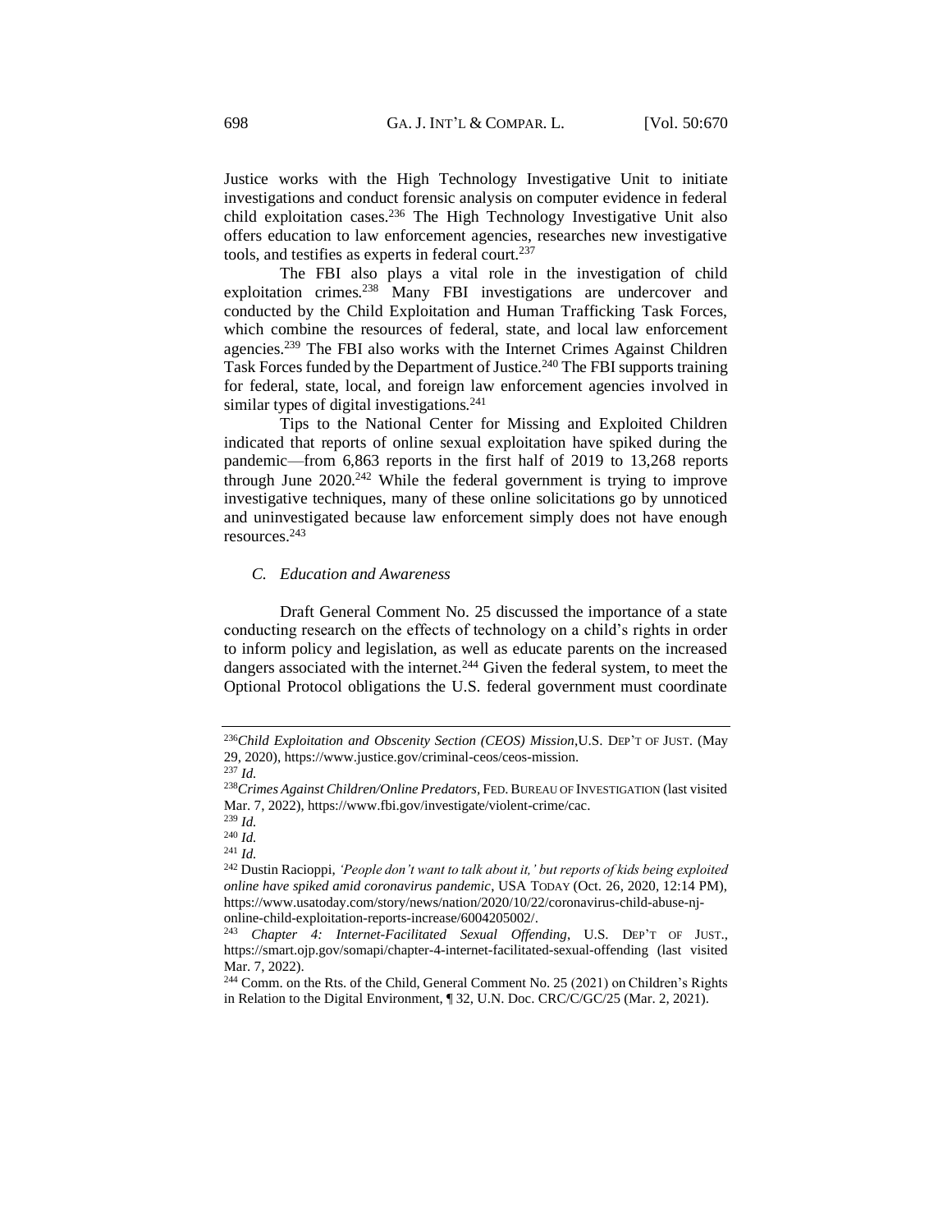Justice works with the High Technology Investigative Unit to initiate investigations and conduct forensic analysis on computer evidence in federal child exploitation cases.[236] The High Technology Investigative Unit also offers education to law enforcement agencies, researches new investigative tools, and testifies as experts in federal court.[237]

The FBI also plays a vital role in the investigation of child exploitation crimes.[238] Many FBI investigations are undercover and conducted by the Child Exploitation and Human Trafficking Task Forces, which combine the resources of federal, state, and local law enforcement agencies.[239] The FBI also works with the Internet Crimes Against Children Task Forces funded by the Department of Justice.[240] The FBI supports training for federal, state, local, and foreign law enforcement agencies involved in similar types of digital investigations.[241]

Tips to the National Center for Missing and Exploited Children indicated that reports of online sexual exploitation have spiked during the pandemic—from 6,863 reports in the first half of 2019 to 13,268 reports through June 2020.[242] While the federal government is trying to improve investigative techniques, many of these online solicitations go by unnoticed and uninvestigated because law enforcement simply does not have enough resources.[243]

### *C. Education and Awareness*

Draft General Comment No. 25 discussed the importance of a state conducting research on the effects of technology on a child's rights in order to inform policy and legislation, as well as educate parents on the increased dangers associated with the internet.[244] Given the federal system, to meet the Optional Protocol obligations the U.S. federal government must coordinate

---

[236] *Child Exploitation and Obscenity Section (CEOS) Mission*, U.S. DEP'T OF JUST. (May 29, 2020), https://www.justice.gov/criminal-ceos/ceos-mission.

[237] *Id.*

[238] *Crimes Against Children/Online Predators*, FED. BUREAU OF INVESTIGATION (last visited Mar. 7, 2022), https://www.fbi.gov/investigate/violent-crime/cac.

[239] *Id.*

[240] *Id.*

[241] *Id.*

[242] Dustin Racioppi, *'People don't want to talk about it,' but reports of kids being exploited online have spiked amid coronavirus pandemic*, USA TODAY (Oct. 26, 2020, 12:14 PM), https://www.usatoday.com/story/news/nation/2020/10/22/coronavirus-child-abuse-nj-online-child-exploitation-reports-increase/6004205002/.

[243] *Chapter 4: Internet-Facilitated Sexual Offending*, U.S. DEP'T OF JUST., https://smart.ojp.gov/somapi/chapter-4-internet-facilitated-sexual-offending (last visited Mar. 7, 2022).

[244] Comm. on the Rts. of the Child, General Comment No. 25 (2021) on Children's Rights in Relation to the Digital Environment, ¶ 32, U.N. Doc. CRC/C/GC/25 (Mar. 2, 2021).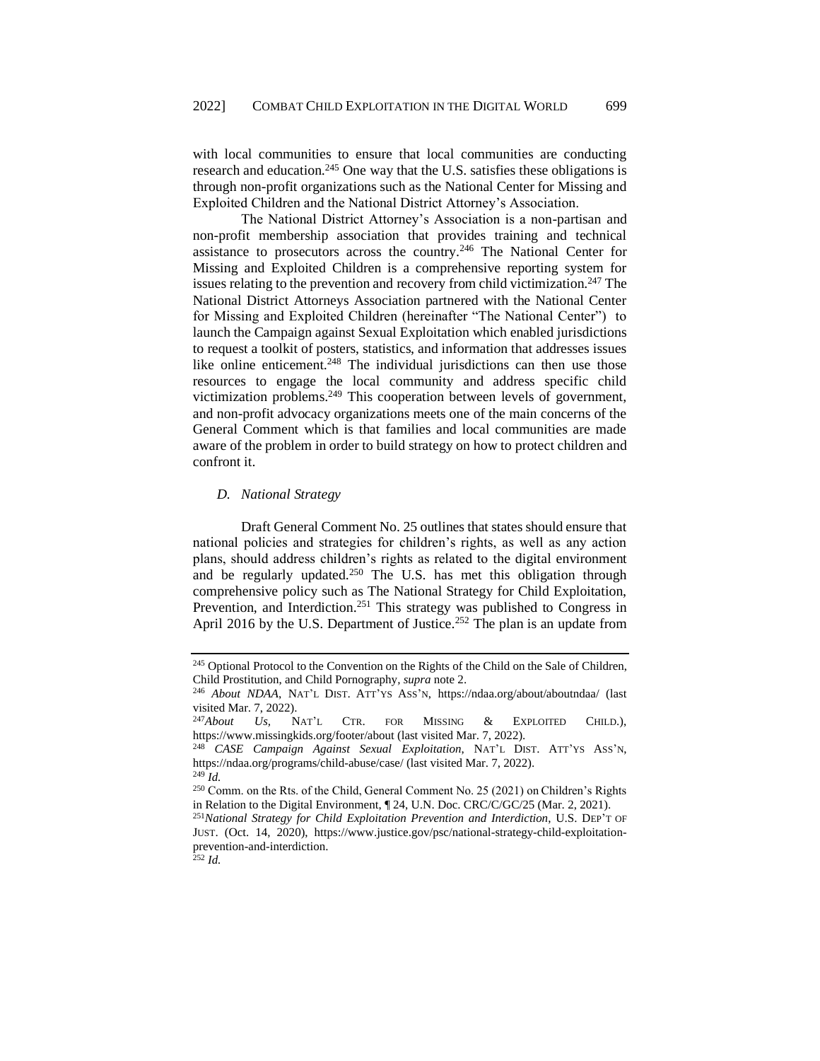with local communities to ensure that local communities are conducting research and education.[245] One way that the U.S. satisfies these obligations is through non-profit organizations such as the National Center for Missing and Exploited Children and the National District Attorney's Association.

The National District Attorney's Association is a non-partisan and non-profit membership association that provides training and technical assistance to prosecutors across the country.[246] The National Center for Missing and Exploited Children is a comprehensive reporting system for issues relating to the prevention and recovery from child victimization.[247] The National District Attorneys Association partnered with the National Center for Missing and Exploited Children (hereinafter "The National Center") to launch the Campaign against Sexual Exploitation which enabled jurisdictions to request a toolkit of posters, statistics, and information that addresses issues like online enticement.[248] The individual jurisdictions can then use those resources to engage the local community and address specific child victimization problems.[249] This cooperation between levels of government, and non-profit advocacy organizations meets one of the main concerns of the General Comment which is that families and local communities are made aware of the problem in order to build strategy on how to protect children and confront it.

### *D. National Strategy*

Draft General Comment No. 25 outlines that states should ensure that national policies and strategies for children's rights, as well as any action plans, should address children's rights as related to the digital environment and be regularly updated.[250] The U.S. has met this obligation through comprehensive policy such as The National Strategy for Child Exploitation, Prevention, and Interdiction.[251] This strategy was published to Congress in April 2016 by the U.S. Department of Justice.[252] The plan is an update from

---

[245] Optional Protocol to the Convention on the Rights of the Child on the Sale of Children, Child Prostitution, and Child Pornography, *supra* note 2.

[246] *About NDAA*, NAT'L DIST. ATT'YS ASS'N, https://ndaa.org/about/aboutndaa/ (last visited Mar. 7, 2022).

[247] *About Us*, NAT'L CTR. FOR MISSING & EXPLOITED CHILD.), https://www.missingkids.org/footer/about (last visited Mar. 7, 2022).

[248] *CASE Campaign Against Sexual Exploitation*, NAT'L DIST. ATT'YS ASS'N, https://ndaa.org/programs/child-abuse/case/ (last visited Mar. 7, 2022).

[249] *Id.*

[250] Comm. on the Rts. of the Child, General Comment No. 25 (2021) on Children's Rights in Relation to the Digital Environment, ¶ 24, U.N. Doc. CRC/C/GC/25 (Mar. 2, 2021).

[251] *National Strategy for Child Exploitation Prevention and Interdiction*, U.S. DEP'T OF JUST. (Oct. 14, 2020), https://www.justice.gov/psc/national-strategy-child-exploitation-prevention-and-interdiction.

[252] *Id.*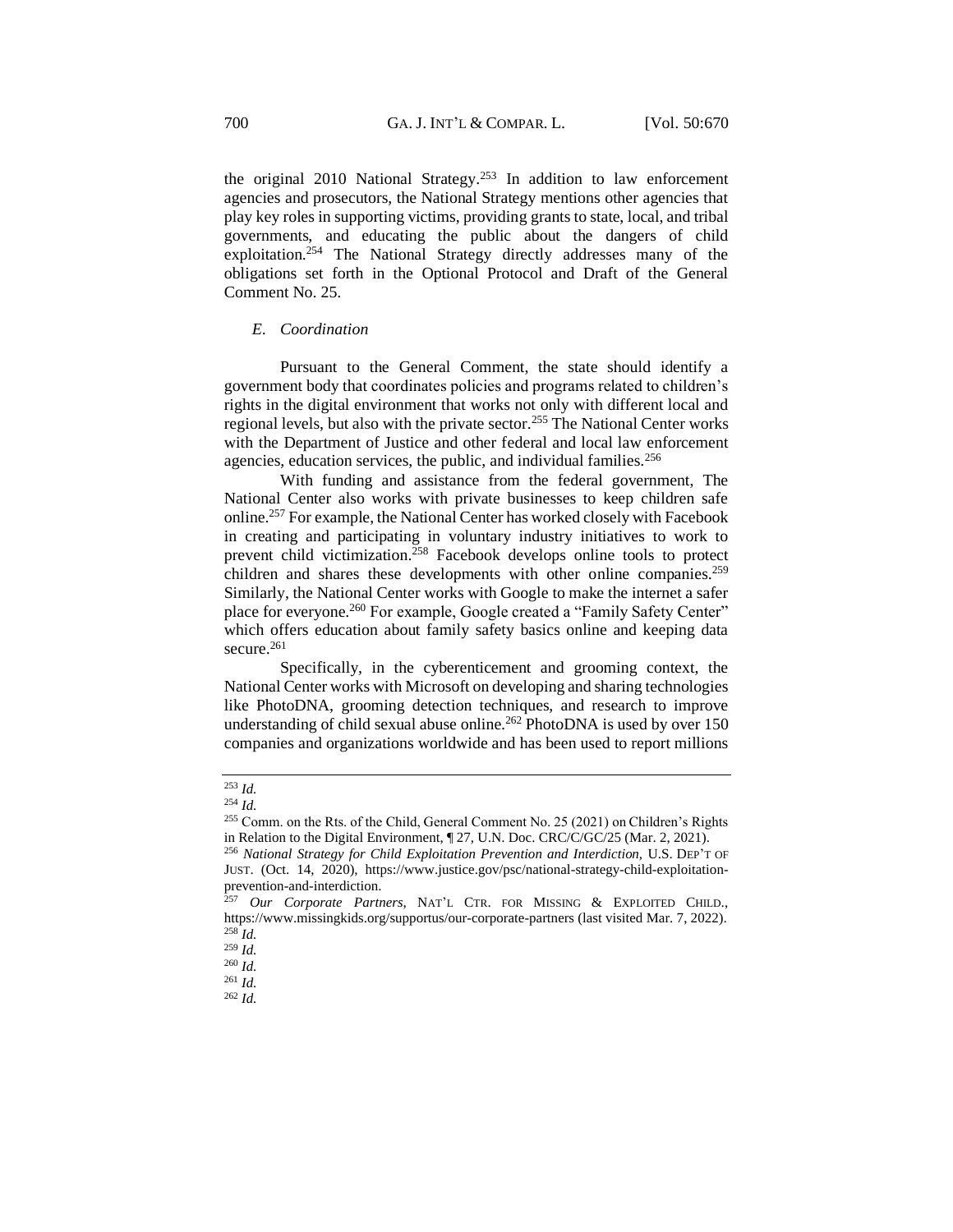the original 2010 National Strategy.[253] In addition to law enforcement agencies and prosecutors, the National Strategy mentions other agencies that play key roles in supporting victims, providing grants to state, local, and tribal governments, and educating the public about the dangers of child exploitation.[254] The National Strategy directly addresses many of the obligations set forth in the Optional Protocol and Draft of the General Comment No. 25.

### *E. Coordination*

Pursuant to the General Comment, the state should identify a government body that coordinates policies and programs related to children's rights in the digital environment that works not only with different local and regional levels, but also with the private sector.[255] The National Center works with the Department of Justice and other federal and local law enforcement agencies, education services, the public, and individual families.[256]

With funding and assistance from the federal government, The National Center also works with private businesses to keep children safe online.[257] For example, the National Center has worked closely with Facebook in creating and participating in voluntary industry initiatives to work to prevent child victimization.[258] Facebook develops online tools to protect children and shares these developments with other online companies.[259] Similarly, the National Center works with Google to make the internet a safer place for everyone.[260] For example, Google created a "Family Safety Center" which offers education about family safety basics online and keeping data secure.[261]

Specifically, in the cyberenticement and grooming context, the National Center works with Microsoft on developing and sharing technologies like PhotoDNA, grooming detection techniques, and research to improve understanding of child sexual abuse online.[262] PhotoDNA is used by over 150 companies and organizations worldwide and has been used to report millions

---

[253] *Id.*

[254] *Id.*

[255] Comm. on the Rts. of the Child, General Comment No. 25 (2021) on Children's Rights in Relation to the Digital Environment, ¶ 27, U.N. Doc. CRC/C/GC/25 (Mar. 2, 2021).

[256] *National Strategy for Child Exploitation Prevention and Interdiction*, U.S. DEP'T OF JUST. (Oct. 14, 2020), https://www.justice.gov/psc/national-strategy-child-exploitation-prevention-and-interdiction.

[257] *Our Corporate Partners*, NAT'L CTR. FOR MISSING & EXPLOITED CHILD., https://www.missingkids.org/supportus/our-corporate-partners (last visited Mar. 7, 2022).

[258] *Id.*

[259] *Id.*

[260] *Id.*

[261] *Id.*

[262] *Id.*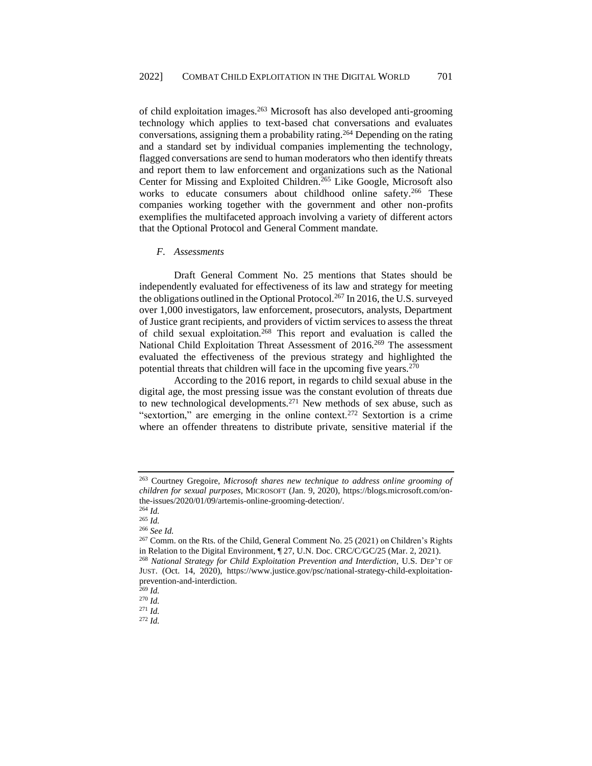of child exploitation images.[263] Microsoft has also developed anti-grooming technology which applies to text-based chat conversations and evaluates conversations, assigning them a probability rating.[264] Depending on the rating and a standard set by individual companies implementing the technology, flagged conversations are send to human moderators who then identify threats and report them to law enforcement and organizations such as the National Center for Missing and Exploited Children.[265] Like Google, Microsoft also works to educate consumers about childhood online safety.[266] These companies working together with the government and other non-profits exemplifies the multifaceted approach involving a variety of different actors that the Optional Protocol and General Comment mandate.

### *F. Assessments*

Draft General Comment No. 25 mentions that States should be independently evaluated for effectiveness of its law and strategy for meeting the obligations outlined in the Optional Protocol.[267] In 2016, the U.S. surveyed over 1,000 investigators, law enforcement, prosecutors, analysts, Department of Justice grant recipients, and providers of victim services to assess the threat of child sexual exploitation.[268] This report and evaluation is called the National Child Exploitation Threat Assessment of 2016.[269] The assessment evaluated the effectiveness of the previous strategy and highlighted the potential threats that children will face in the upcoming five years.[270]

According to the 2016 report, in regards to child sexual abuse in the digital age, the most pressing issue was the constant evolution of threats due to new technological developments.[271] New methods of sex abuse, such as "sextortion," are emerging in the online context.[272] Sextortion is a crime where an offender threatens to distribute private, sensitive material if the

---

[263] Courtney Gregoire, *Microsoft shares new technique to address online grooming of children for sexual purposes*, MICROSOFT (Jan. 9, 2020), https://blogs.microsoft.com/on-the-issues/2020/01/09/artemis-online-grooming-detection/.

[264] *Id.*

[265] *Id.*

[266] *See Id.*

[267] Comm. on the Rts. of the Child, General Comment No. 25 (2021) on Children's Rights in Relation to the Digital Environment, ¶ 27, U.N. Doc. CRC/C/GC/25 (Mar. 2, 2021).

[268] *National Strategy for Child Exploitation Prevention and Interdiction*, U.S. DEP'T OF JUST. (Oct. 14, 2020), https://www.justice.gov/psc/national-strategy-child-exploitation-prevention-and-interdiction.

[269] *Id.*

[270] *Id.*

[271] *Id.*

[272] *Id.*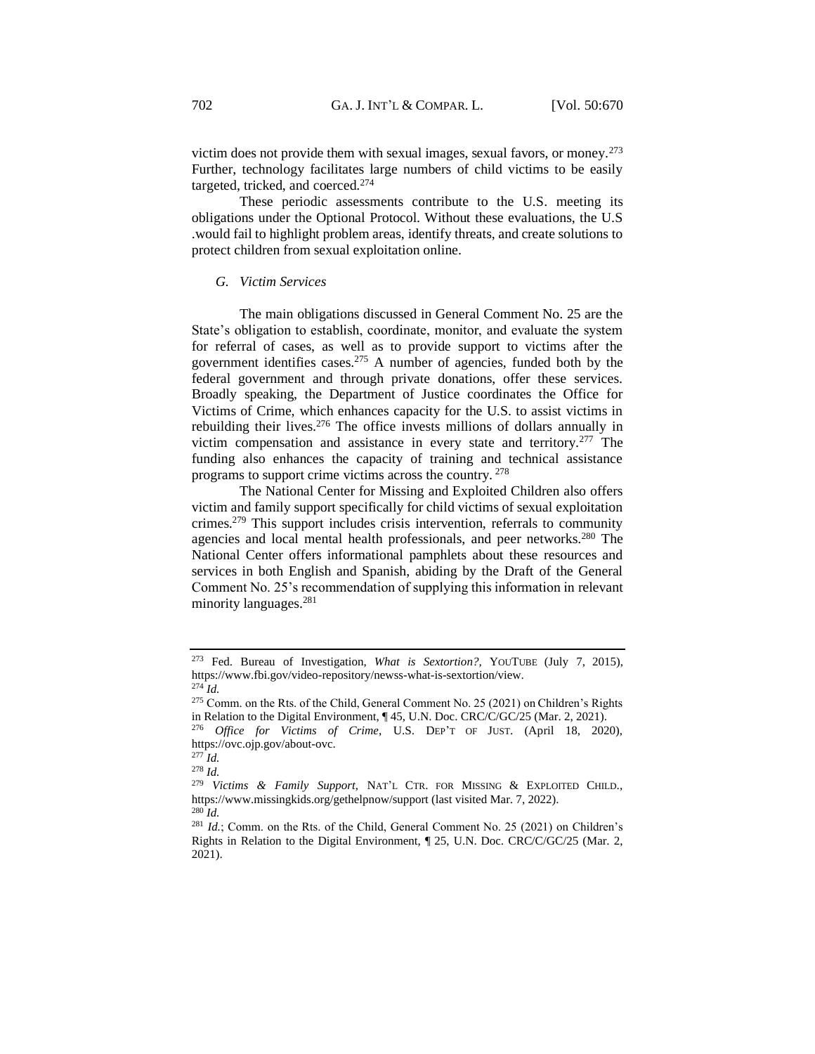victim does not provide them with sexual images, sexual favors, or money.[273] Further, technology facilitates large numbers of child victims to be easily targeted, tricked, and coerced.[274]

These periodic assessments contribute to the U.S. meeting its obligations under the Optional Protocol. Without these evaluations, the U.S .would fail to highlight problem areas, identify threats, and create solutions to protect children from sexual exploitation online.

### *G. Victim Services*

The main obligations discussed in General Comment No. 25 are the State's obligation to establish, coordinate, monitor, and evaluate the system for referral of cases, as well as to provide support to victims after the government identifies cases.[275] A number of agencies, funded both by the federal government and through private donations, offer these services. Broadly speaking, the Department of Justice coordinates the Office for Victims of Crime, which enhances capacity for the U.S. to assist victims in rebuilding their lives.[276] The office invests millions of dollars annually in victim compensation and assistance in every state and territory.[277] The funding also enhances the capacity of training and technical assistance programs to support crime victims across the country. [278]

The National Center for Missing and Exploited Children also offers victim and family support specifically for child victims of sexual exploitation crimes.[279] This support includes crisis intervention, referrals to community agencies and local mental health professionals, and peer networks.[280] The National Center offers informational pamphlets about these resources and services in both English and Spanish, abiding by the Draft of the General Comment No. 25's recommendation of supplying this information in relevant minority languages.[281]

---

[273] Fed. Bureau of Investigation, *What is Sextortion?*, YOUTUBE (July 7, 2015), https://www.fbi.gov/video-repository/newss-what-is-sextortion/view.

[274] *Id.*

[275] Comm. on the Rts. of the Child, General Comment No. 25 (2021) on Children's Rights in Relation to the Digital Environment, ¶ 45, U.N. Doc. CRC/C/GC/25 (Mar. 2, 2021).

[276] *Office for Victims of Crime*, U.S. DEP'T OF JUST. (April 18, 2020), https://ovc.ojp.gov/about-ovc.

[277] *Id.*

[278] *Id.*

[279] *Victims & Family Support*, NAT'L CTR. FOR MISSING & EXPLOITED CHILD., https://www.missingkids.org/gethelpnow/support (last visited Mar. 7, 2022).

[280] *Id.*

[281] *Id.*; Comm. on the Rts. of the Child, General Comment No. 25 (2021) on Children's Rights in Relation to the Digital Environment, ¶ 25, U.N. Doc. CRC/C/GC/25 (Mar. 2, 2021).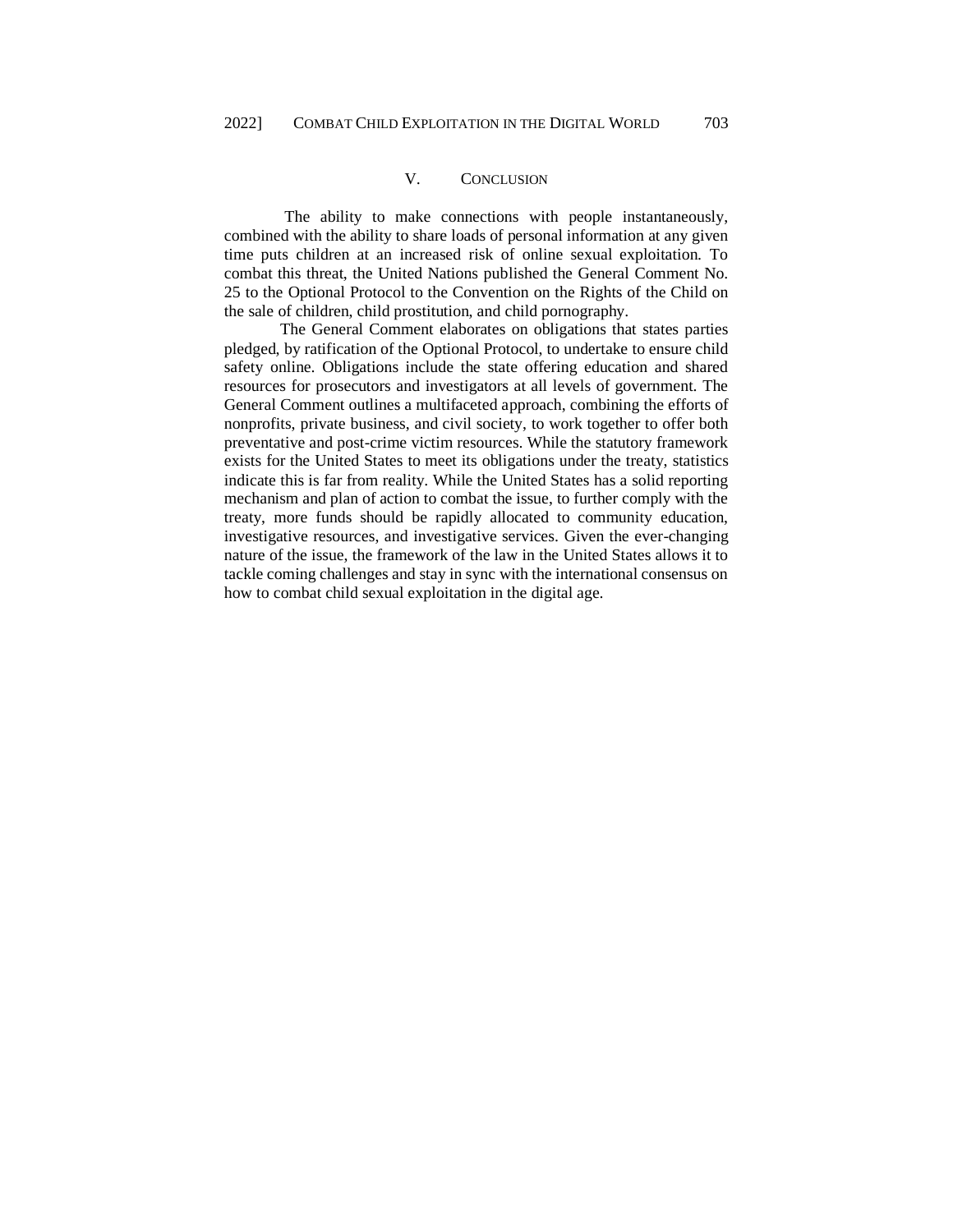## V. CONCLUSION

The ability to make connections with people instantaneously, combined with the ability to share loads of personal information at any given time puts children at an increased risk of online sexual exploitation. To combat this threat, the United Nations published the General Comment No. 25 to the Optional Protocol to the Convention on the Rights of the Child on the sale of children, child prostitution, and child pornography.

The General Comment elaborates on obligations that states parties pledged, by ratification of the Optional Protocol, to undertake to ensure child safety online. Obligations include the state offering education and shared resources for prosecutors and investigators at all levels of government. The General Comment outlines a multifaceted approach, combining the efforts of nonprofits, private business, and civil society, to work together to offer both preventative and post-crime victim resources. While the statutory framework exists for the United States to meet its obligations under the treaty, statistics indicate this is far from reality. While the United States has a solid reporting mechanism and plan of action to combat the issue, to further comply with the treaty, more funds should be rapidly allocated to community education, investigative resources, and investigative services. Given the ever-changing nature of the issue, the framework of the law in the United States allows it to tackle coming challenges and stay in sync with the international consensus on how to combat child sexual exploitation in the digital age.